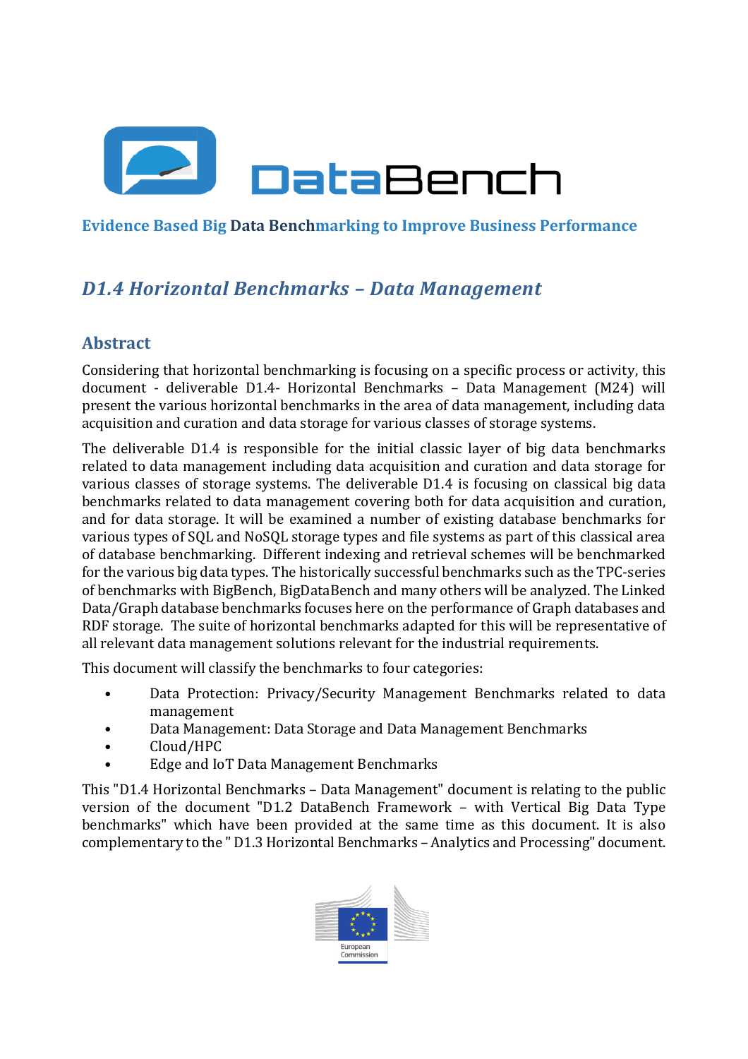DataBench

**Evidence Based Big Data Benchmarking to Improve Business Performance**

# *D1.4 Horizontal Benchmarks – Data Management*

## Abstract

Considering that horizontal benchmarking is focusing on a specific process or activity, this document - deliverable D1.4- Horizontal Benchmarks – Data Management (M24) will present the various horizontal benchmarks in the area of data management, including data acquisition and curation and data storage for various classes of storage systems.

The deliverable D1.4 is responsible for the initial classic layer of big data benchmarks related to data management including data acquisition and curation and data storage for various classes of storage systems. The deliverable D1.4 is focusing on classical big data benchmarks related to data management covering both for data acquisition and curation, and for data storage. It will be examined a number of existing database benchmarks for various types of SQL and NoSQL storage types and file systems as part of this classical area of database benchmarking. Different indexing and retrieval schemes will be benchmarked for the various big data types. The historically successful benchmarks such as the TPC-series of benchmarks with BigBench, BigDataBench and many others will be analyzed. The Linked Data/Graph database benchmarks focuses here on the performance of Graph databases and RDF storage. The suite of horizontal benchmarks adapted for this will be representative of all relevant data management solutions relevant for the industrial requirements.

This document will classify the benchmarks to four categories:

- Data Protection: Privacy/Security Management Benchmarks related to data management
- Data Management: Data Storage and Data Management Benchmarks
- Cloud/HPC
- Edge and IoT Data Management Benchmarks

This "D1.4 Horizontal Benchmarks – Data Management" document is relating to the public version of the document "D1.2 DataBench Framework – with Vertical Big Data Type benchmarks" which have been provided at the same time as this document. It is also complementary to the " D1.3 Horizontal Benchmarks – Analytics and Processing" document.

European Commission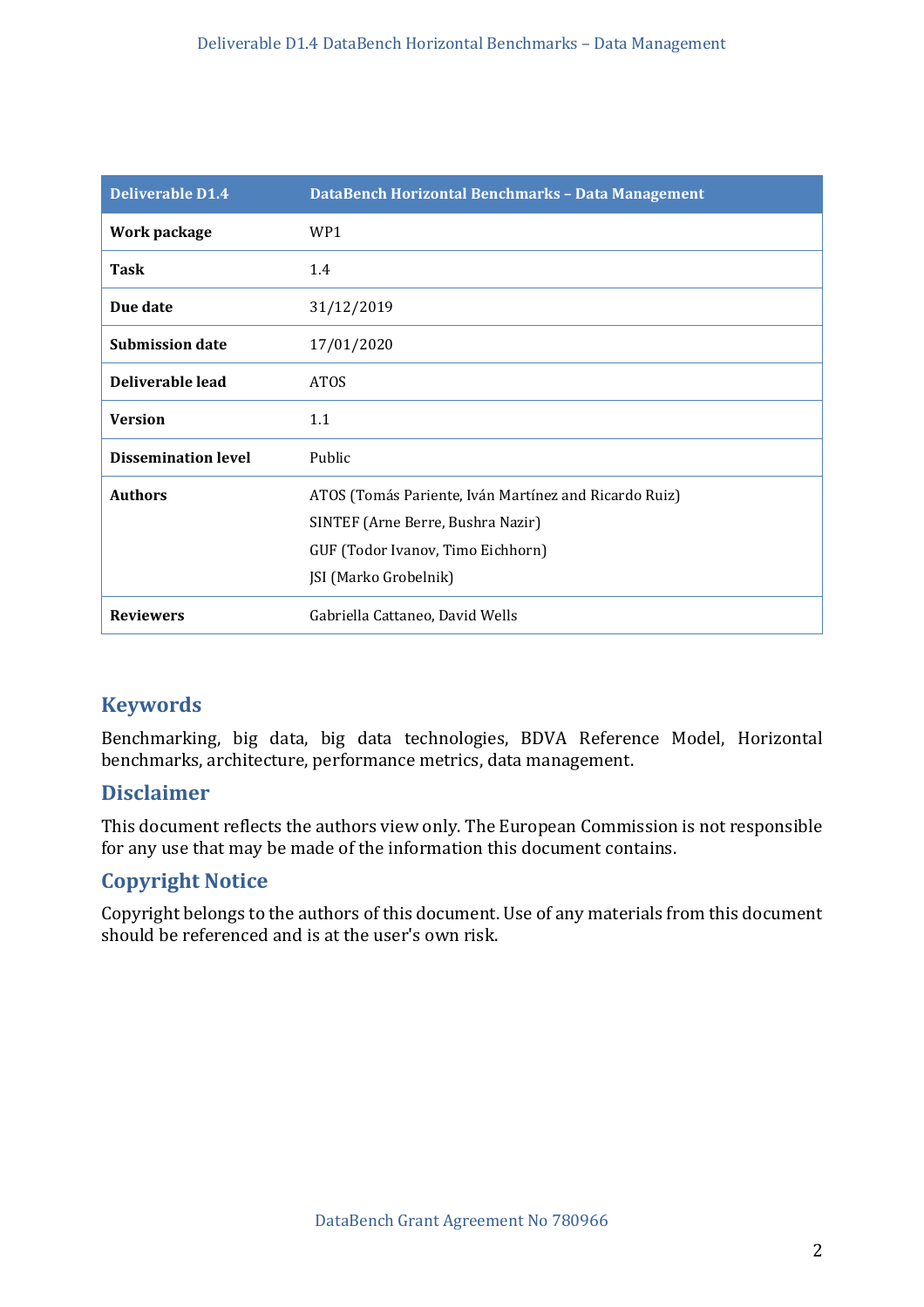| Deliverable D1.4 | DataBench Horizontal Benchmarks – Data Management |
|---|---|
| **Work package** | WP1 |
| **Task** | 1.4 |
| **Due date** | 31/12/2019 |
| **Submission date** | 17/01/2020 |
| **Deliverable lead** | ATOS |
| **Version** | 1.1 |
| **Dissemination level** | Public |
| **Authors** | ATOS (Tomás Pariente, Iván Martínez and Ricardo Ruiz)<br>SINTEF (Arne Berre, Bushra Nazir)<br>GUF (Todor Ivanov, Timo Eichhorn)<br>JSI (Marko Grobelnik) |
| **Reviewers** | Gabriella Cattaneo, David Wells |

## Keywords

Benchmarking, big data, big data technologies, BDVA Reference Model, Horizontal benchmarks, architecture, performance metrics, data management.

## Disclaimer

This document reflects the authors view only. The European Commission is not responsible for any use that may be made of the information this document contains.

## Copyright Notice

Copyright belongs to the authors of this document. Use of any materials from this document should be referenced and is at the user's own risk.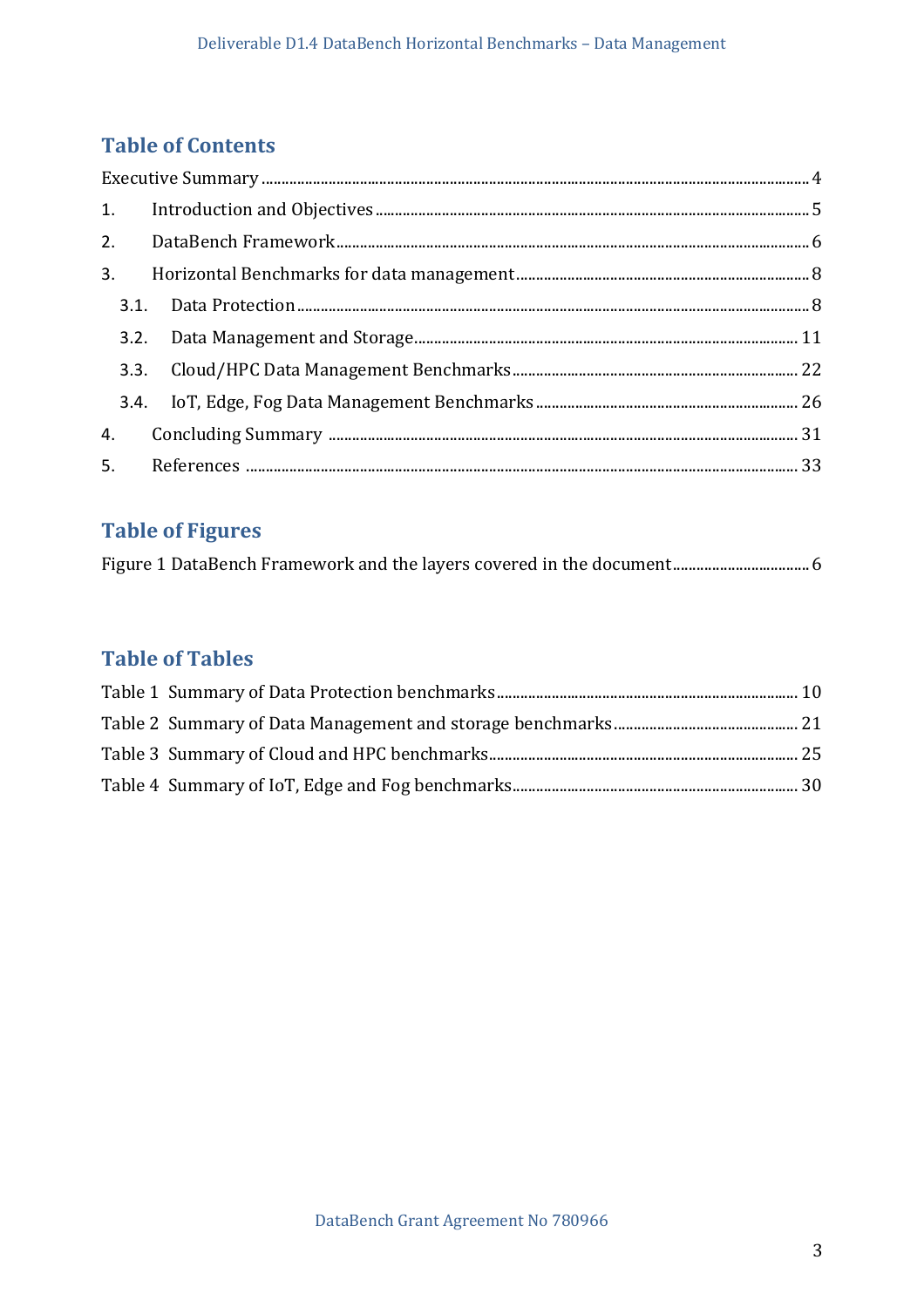## Table of Contents

Executive Summary ..... 4

1. Introduction and Objectives ..... 5
2. DataBench Framework ..... 6
3. Horizontal Benchmarks for data management ..... 8
   - 3.1. Data Protection ..... 8
   - 3.2. Data Management and Storage ..... 11
   - 3.3. Cloud/HPC Data Management Benchmarks ..... 22
   - 3.4. IoT, Edge, Fog Data Management Benchmarks ..... 26
4. Concluding Summary ..... 31
5. References ..... 33

## Table of Figures

Figure 1 DataBench Framework and the layers covered in the document ..... 6

## Table of Tables

Table 1 Summary of Data Protection benchmarks ..... 10

Table 2 Summary of Data Management and storage benchmarks ..... 21

Table 3 Summary of Cloud and HPC benchmarks ..... 25

Table 4 Summary of IoT, Edge and Fog benchmarks ..... 30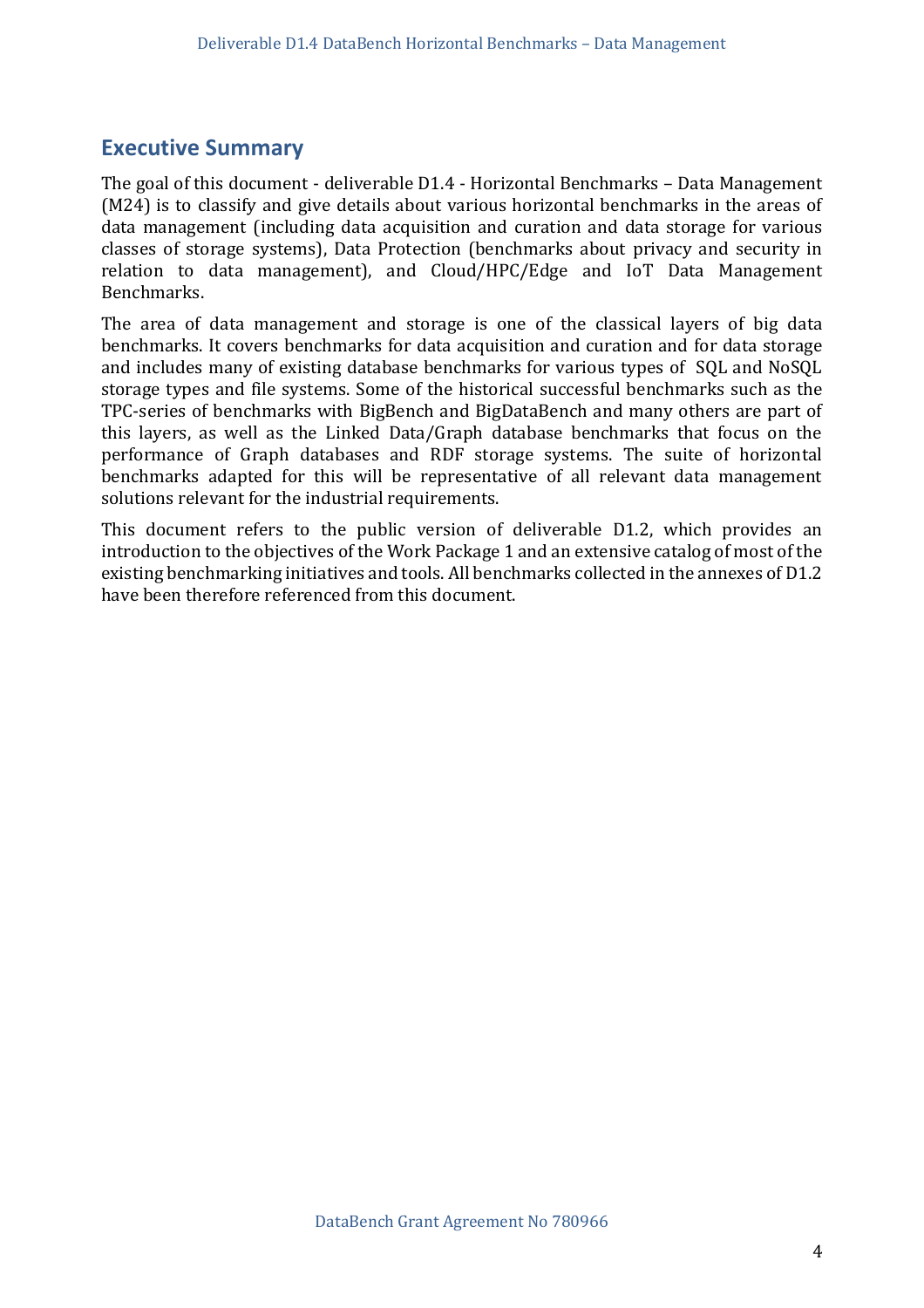## Executive Summary

The goal of this document - deliverable D1.4 - Horizontal Benchmarks – Data Management (M24) is to classify and give details about various horizontal benchmarks in the areas of data management (including data acquisition and curation and data storage for various classes of storage systems), Data Protection (benchmarks about privacy and security in relation to data management), and Cloud/HPC/Edge and IoT Data Management Benchmarks.

The area of data management and storage is one of the classical layers of big data benchmarks. It covers benchmarks for data acquisition and curation and for data storage and includes many of existing database benchmarks for various types of SQL and NoSQL storage types and file systems. Some of the historical successful benchmarks such as the TPC-series of benchmarks with BigBench and BigDataBench and many others are part of this layers, as well as the Linked Data/Graph database benchmarks that focus on the performance of Graph databases and RDF storage systems. The suite of horizontal benchmarks adapted for this will be representative of all relevant data management solutions relevant for the industrial requirements.

This document refers to the public version of deliverable D1.2, which provides an introduction to the objectives of the Work Package 1 and an extensive catalog of most of the existing benchmarking initiatives and tools. All benchmarks collected in the annexes of D1.2 have been therefore referenced from this document.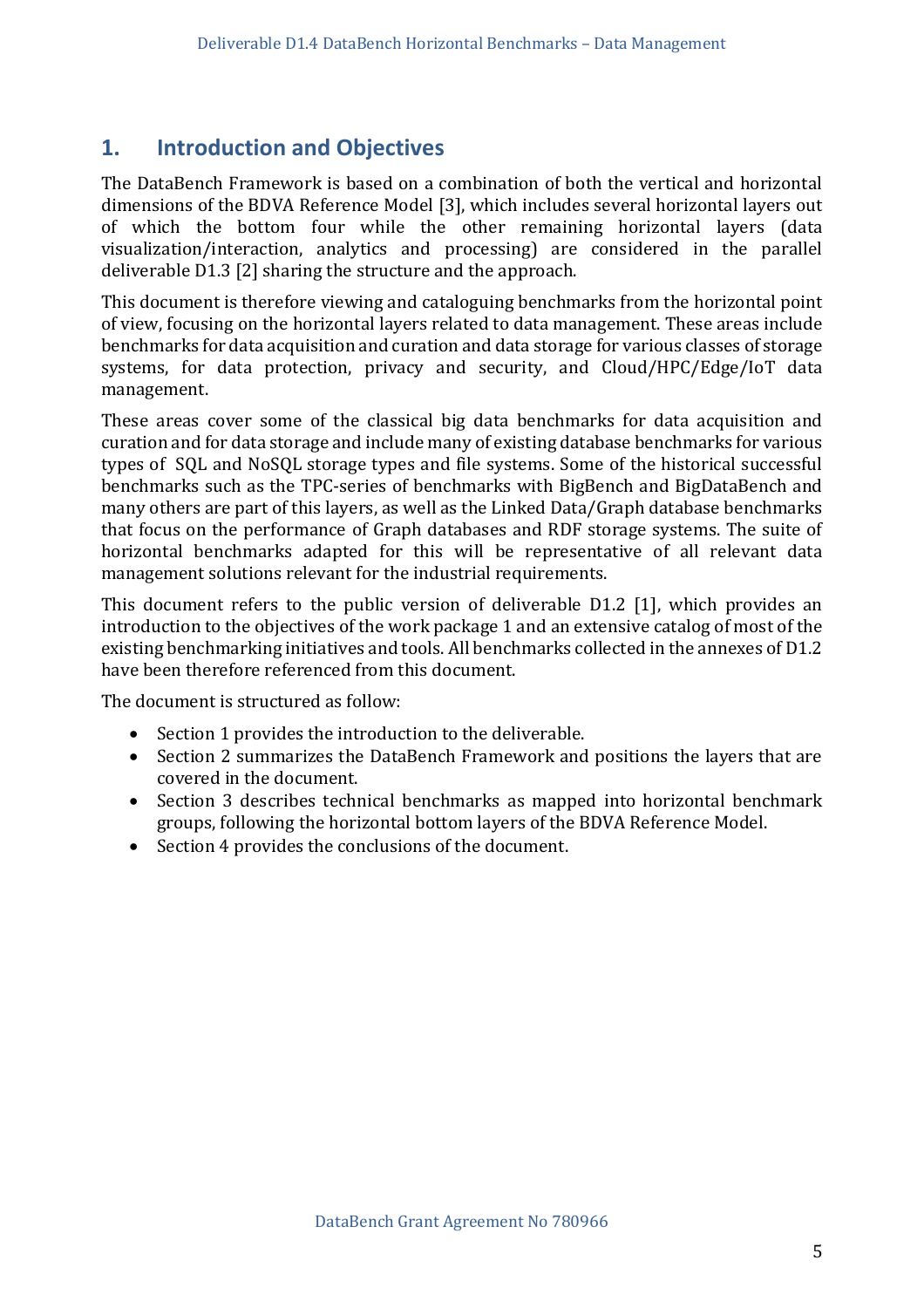# 1. Introduction and Objectives

The DataBench Framework is based on a combination of both the vertical and horizontal dimensions of the BDVA Reference Model [3], which includes several horizontal layers out of which the bottom four while the other remaining horizontal layers (data visualization/interaction, analytics and processing) are considered in the parallel deliverable D1.3 [2] sharing the structure and the approach.

This document is therefore viewing and cataloguing benchmarks from the horizontal point of view, focusing on the horizontal layers related to data management. These areas include benchmarks for data acquisition and curation and data storage for various classes of storage systems, for data protection, privacy and security, and Cloud/HPC/Edge/IoT data management.

These areas cover some of the classical big data benchmarks for data acquisition and curation and for data storage and include many of existing database benchmarks for various types of SQL and NoSQL storage types and file systems. Some of the historical successful benchmarks such as the TPC-series of benchmarks with BigBench and BigDataBench and many others are part of this layers, as well as the Linked Data/Graph database benchmarks that focus on the performance of Graph databases and RDF storage systems. The suite of horizontal benchmarks adapted for this will be representative of all relevant data management solutions relevant for the industrial requirements.

This document refers to the public version of deliverable D1.2 [1], which provides an introduction to the objectives of the work package 1 and an extensive catalog of most of the existing benchmarking initiatives and tools. All benchmarks collected in the annexes of D1.2 have been therefore referenced from this document.

The document is structured as follow:

- Section 1 provides the introduction to the deliverable.
- Section 2 summarizes the DataBench Framework and positions the layers that are covered in the document.
- Section 3 describes technical benchmarks as mapped into horizontal benchmark groups, following the horizontal bottom layers of the BDVA Reference Model.
- Section 4 provides the conclusions of the document.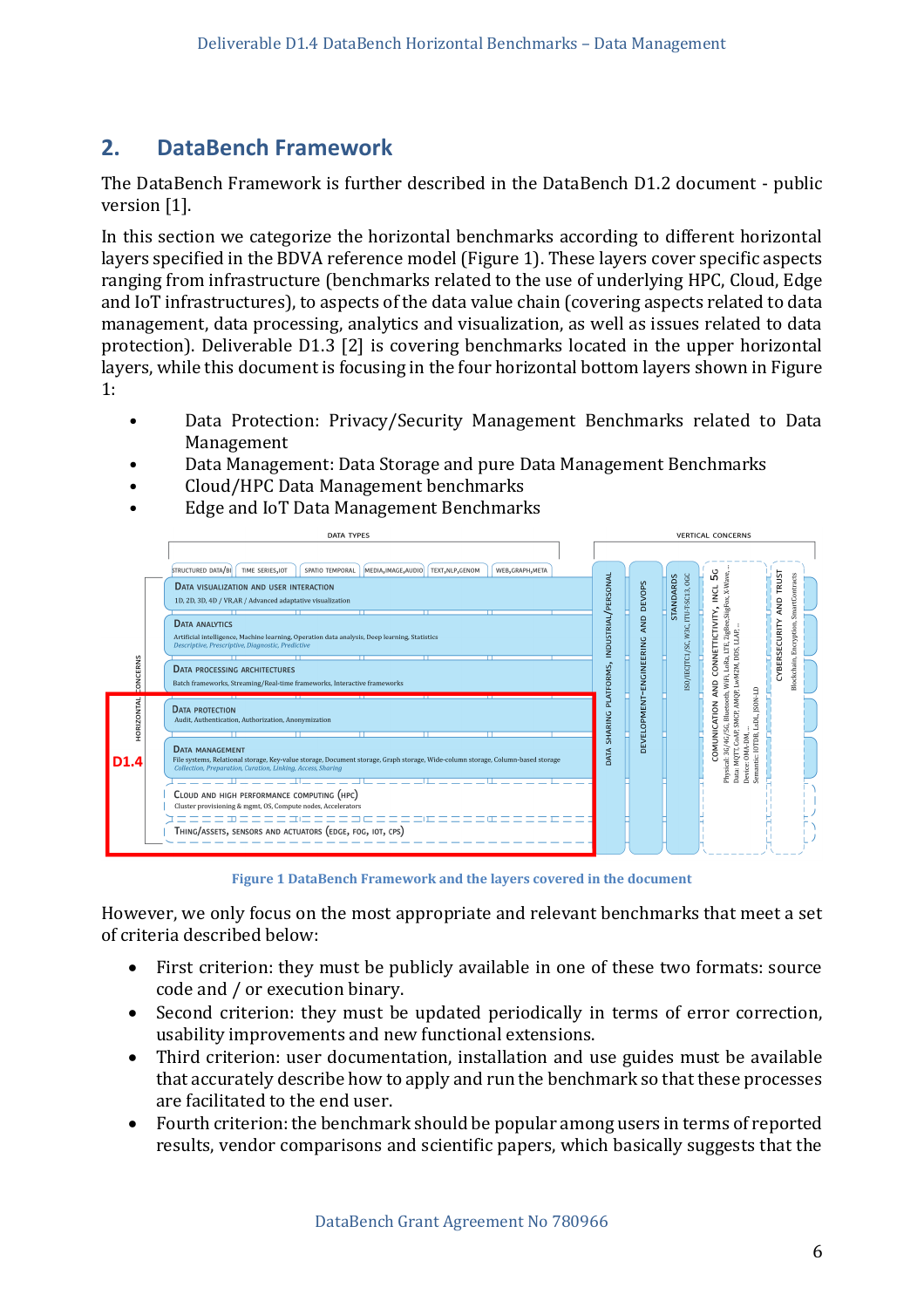## 2. DataBench Framework

The DataBench Framework is further described in the DataBench D1.2 document - public version [1].

In this section we categorize the horizontal benchmarks according to different horizontal layers specified in the BDVA reference model (Figure 1). These layers cover specific aspects ranging from infrastructure (benchmarks related to the use of underlying HPC, Cloud, Edge and IoT infrastructures), to aspects of the data value chain (covering aspects related to data management, data processing, analytics and visualization, as well as issues related to data protection). Deliverable D1.3 [2] is covering benchmarks located in the upper horizontal layers, while this document is focusing in the four horizontal bottom layers shown in Figure 1:

- Data Protection: Privacy/Security Management Benchmarks related to Data Management
- Data Management: Data Storage and pure Data Management Benchmarks
- Cloud/HPC Data Management benchmarks
- Edge and IoT Data Management Benchmarks

Figure 1 DataBench Framework and the layers covered in the document

However, we only focus on the most appropriate and relevant benchmarks that meet a set of criteria described below:

- First criterion: they must be publicly available in one of these two formats: source code and / or execution binary.
- Second criterion: they must be updated periodically in terms of error correction, usability improvements and new functional extensions.
- Third criterion: user documentation, installation and use guides must be available that accurately describe how to apply and run the benchmark so that these processes are facilitated to the end user.
- Fourth criterion: the benchmark should be popular among users in terms of reported results, vendor comparisons and scientific papers, which basically suggests that the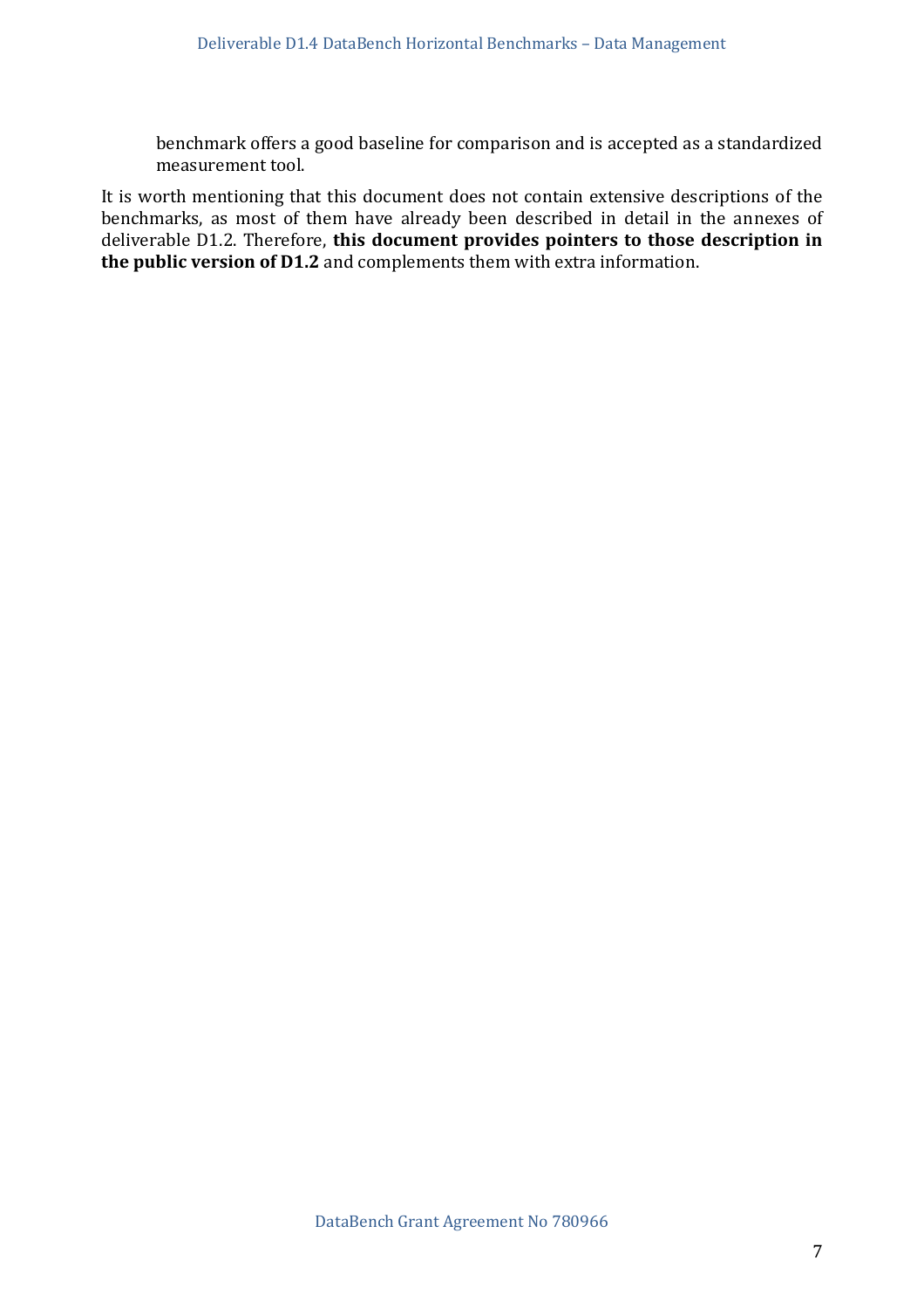benchmark offers a good baseline for comparison and is accepted as a standardized measurement tool.

It is worth mentioning that this document does not contain extensive descriptions of the benchmarks, as most of them have already been described in detail in the annexes of deliverable D1.2. Therefore, **this document provides pointers to those description in the public version of D1.2** and complements them with extra information.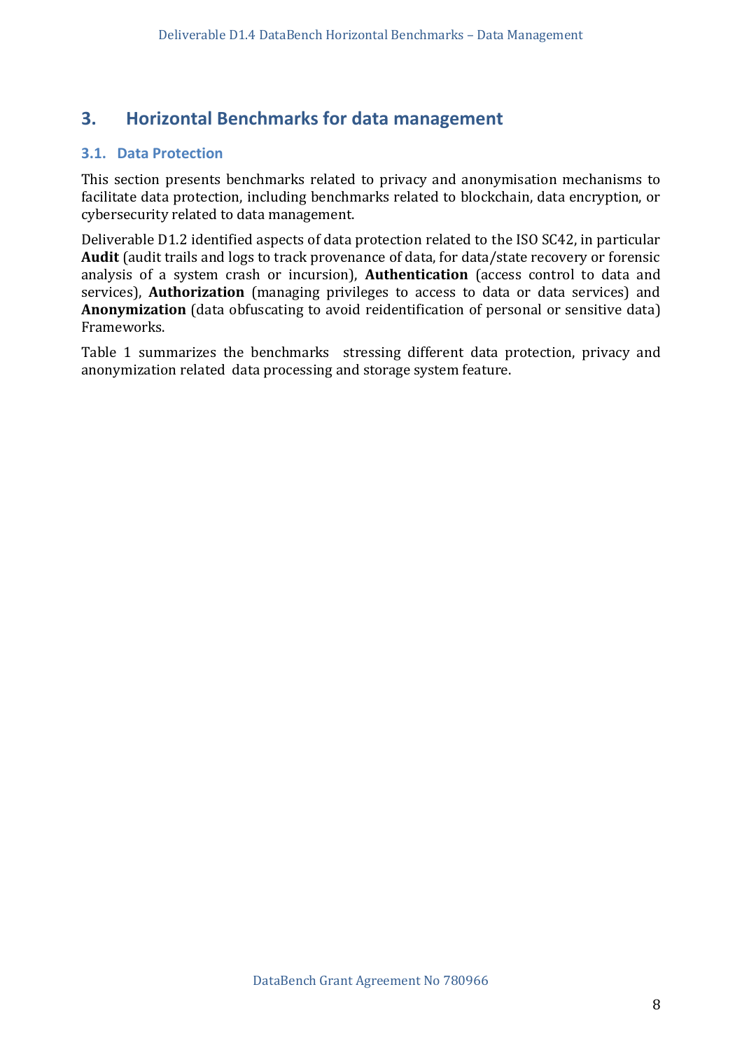# 3. Horizontal Benchmarks for data management

## 3.1. Data Protection

This section presents benchmarks related to privacy and anonymisation mechanisms to facilitate data protection, including benchmarks related to blockchain, data encryption, or cybersecurity related to data management.

Deliverable D1.2 identified aspects of data protection related to the ISO SC42, in particular **Audit** (audit trails and logs to track provenance of data, for data/state recovery or forensic analysis of a system crash or incursion), **Authentication** (access control to data and services), **Authorization** (managing privileges to access to data or data services) and **Anonymization** (data obfuscating to avoid reidentification of personal or sensitive data) Frameworks.

Table 1 summarizes the benchmarks stressing different data protection, privacy and anonymization related data processing and storage system feature.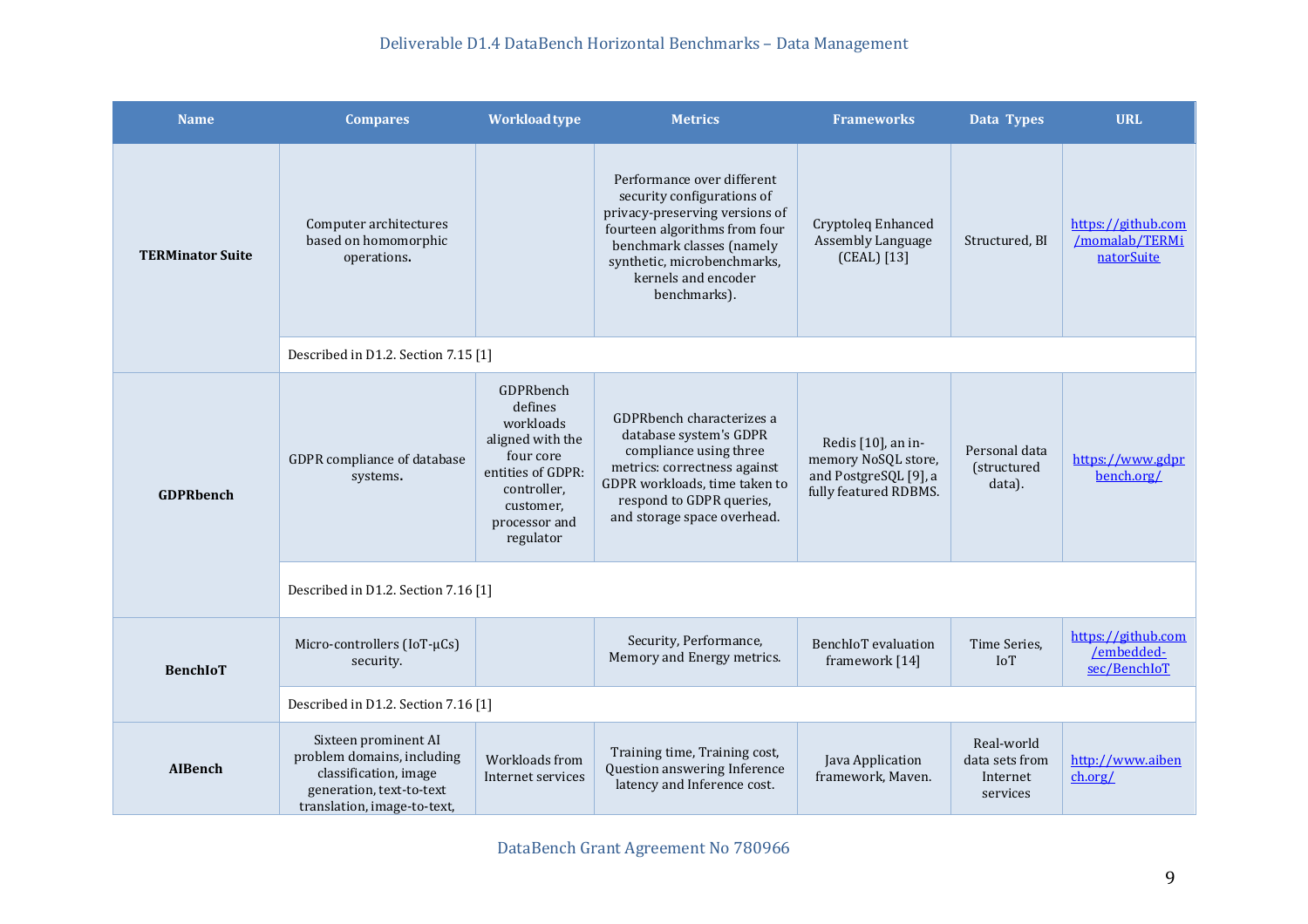| Name | Compares | Workload type | Metrics | Frameworks | Data Types | URL |
|---|---|---|---|---|---|---|
| **TERMinator Suite** | Computer architectures based on homomorphic operations. | | Performance over different security configurations of privacy-preserving versions of fourteen benchmark algorithms from four benchmark classes (namely synthetic, microbenchmarks, kernels and encoder benchmarks). | Cryptoleq Enhanced Assembly Language (CEAL) [13] | Structured, BI | https://github.com/momalab/TERMinatorSuite |
| | Described in D1.2. Section 7.15 [1] | | | | | |
| **GDPRbench** | GDPR compliance of database systems. | GDPRbench defines workloads aligned with the four core entities of GDPR: controller, customer, processor and regulator | GDPRbench characterizes a database system's GDPR compliance using three metrics: correctness against GDPR workloads, time taken to respond to GDPR queries, and storage space overhead. | Redis [10], an in-memory NoSQL store, and PostgreSQL [9], a fully featured RDBMS. | Personal data (structured data). | https://www.gdprbench.org/ |
| | Described in D1.2. Section 7.16 [1] | | | | | |
| **BenchIoT** | Micro-controllers (IoT-μCs) security. | | Security, Performance, Memory and Energy metrics. | BenchIoT evaluation framework [14] | Time Series, IoT | https://github.com/embedded-sec/BenchIoT |
| | Described in D1.2. Section 7.16 [1] | | | | | |
| **AIBench** | Sixteen prominent AI problem domains, including classification, image generation, text-to-text translation, image-to-text, | Workloads from Internet services | Training time, Training cost, Question answering Inference latency and Inference cost. | Java Application framework, Maven. | Real-world data sets from Internet services | http://www.aibench.org/ |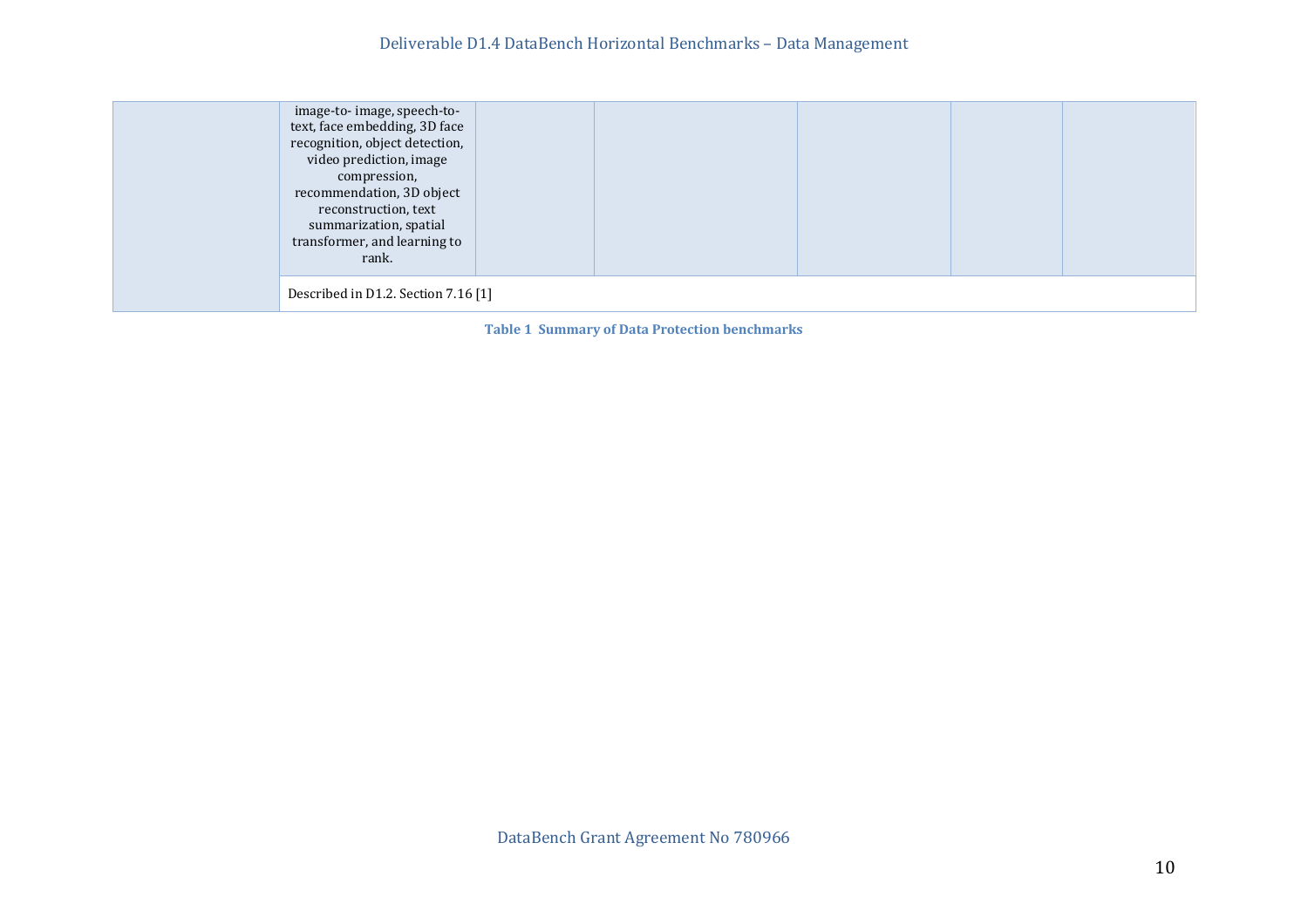| | | | | | | |
|---|---|---|---|---|---|---|
| | image-to- image, speech-to-text, face embedding, 3D face recognition, object detection, video prediction, image compression, recommendation, 3D object reconstruction, text summarization, spatial transformer, and learning to rank. | | | | | |
| | Described in D1.2. Section 7.16 [1] | | | | | |

**Table 1 Summary of Data Protection benchmarks**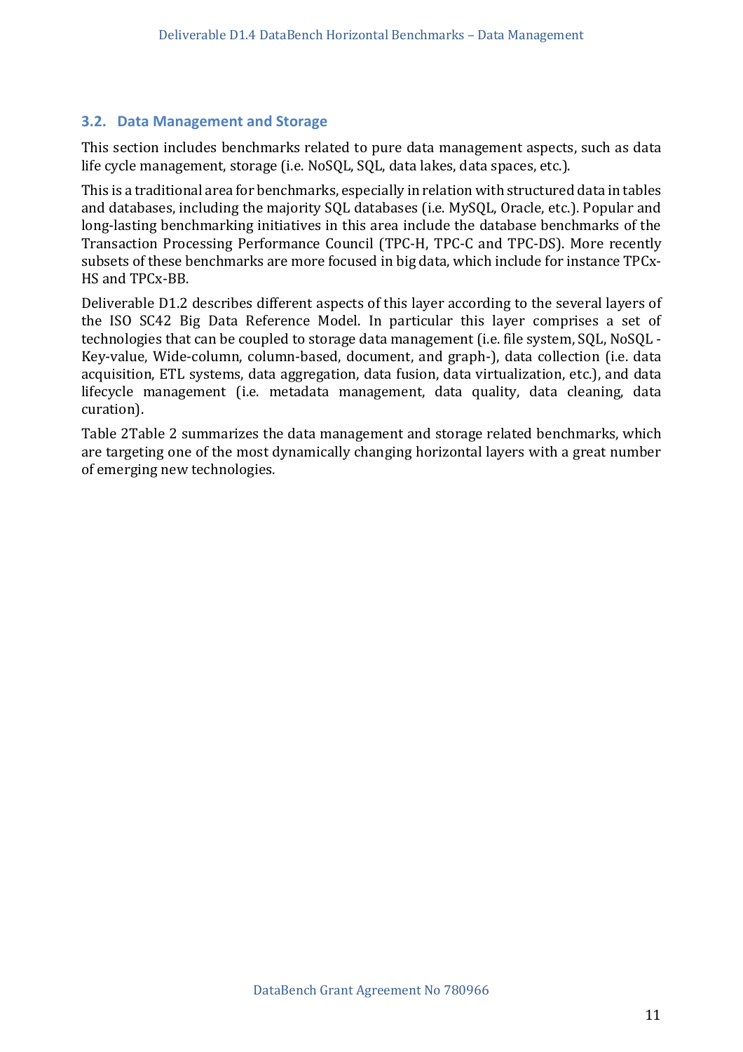### 3.2. Data Management and Storage

This section includes benchmarks related to pure data management aspects, such as data life cycle management, storage (i.e. NoSQL, SQL, data lakes, data spaces, etc.).

This is a traditional area for benchmarks, especially in relation with structured data in tables and databases, including the majority SQL databases (i.e. MySQL, Oracle, etc.). Popular and long-lasting benchmarking initiatives in this area include the database benchmarks of the Transaction Processing Performance Council (TPC-H, TPC-C and TPC-DS). More recently subsets of these benchmarks are more focused in big data, which include for instance TPCx-HS and TPCx-BB.

Deliverable D1.2 describes different aspects of this layer according to the several layers of the ISO SC42 Big Data Reference Model. In particular this layer comprises a set of technologies that can be coupled to storage data management (i.e. file system, SQL, NoSQL - Key-value, Wide-column, column-based, document, and graph-), data collection (i.e. data acquisition, ETL systems, data aggregation, data fusion, data virtualization, etc.), and data lifecycle management (i.e. metadata management, data quality, data cleaning, data curation).

Table 2Table 2 summarizes the data management and storage related benchmarks, which are targeting one of the most dynamically changing horizontal layers with a great number of emerging new technologies.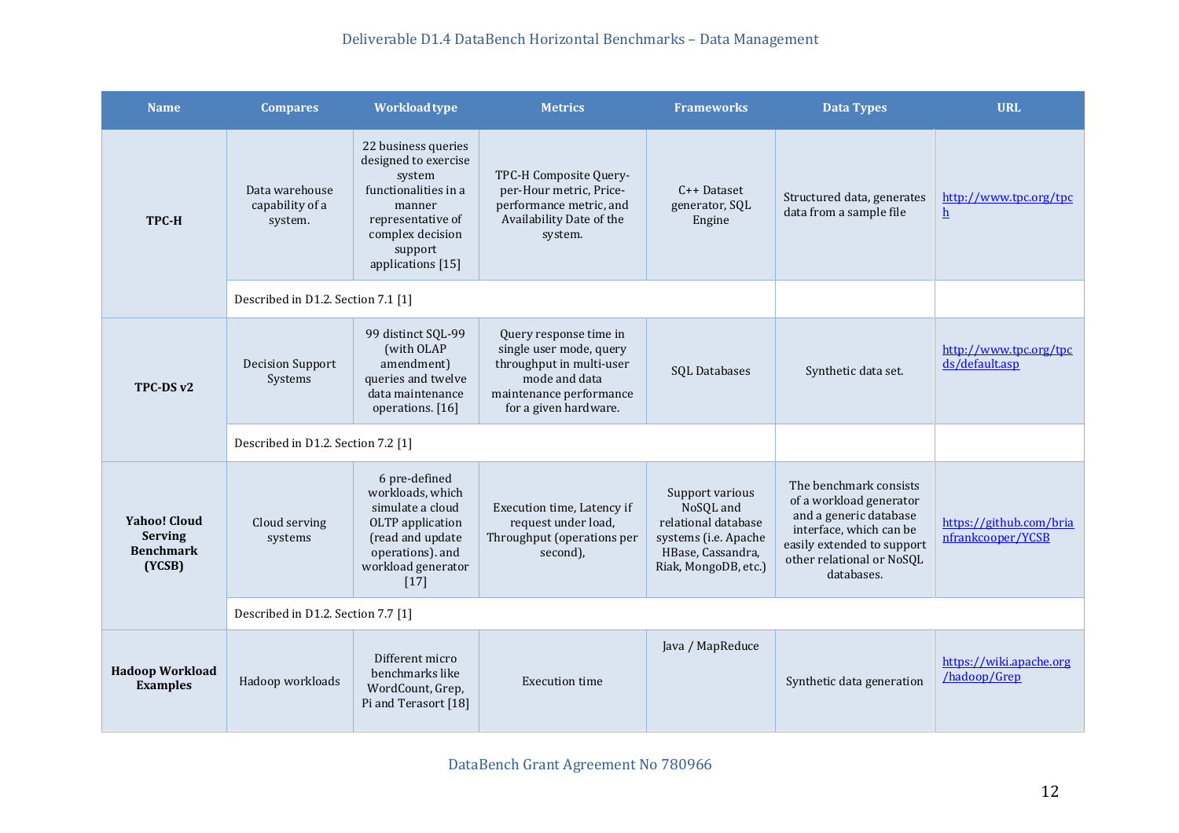| Name | Compares | Workload type | Metrics | Frameworks | Data Types | URL |
|---|---|---|---|---|---|---|
| **TPC-H** | Data warehouse capability of a system. | 22 business queries designed to exercise system functionalities in a manner representative of complex decision support applications [15] | TPC-H Composite Query-per-Hour metric, Price-performance metric, and Availability Date of the system. | C++ Dataset generator, SQL Engine | Structured data, generates data from a sample file | http://www.tpc.org/tpch |
| | Described in D1.2. Section 7.1 [1] | | | | | |
| **TPC-DS v2** | Decision Support Systems | 99 distinct SQL-99 (with OLAP amendment) queries and twelve data maintenance operations. [16] | Query response time in single user mode, query throughput in multi-user mode and data maintenance performance for a given hardware. | SQL Databases | Synthetic data set. | http://www.tpc.org/tpcds/default.asp |
| | Described in D1.2. Section 7.2 [1] | | | | | |
| **Yahoo! Cloud Serving Benchmark (YCSB)** | Cloud serving systems | 6 pre-defined workloads, which simulate a cloud OLTP application (read and update operations). and workload generator [17] | Execution time, Latency if request under load, Throughput (operations per second), | Support various NoSQL and relational database systems (i.e. Apache HBase, Cassandra, Riak, MongoDB, etc.) | The benchmark consists of a workload generator and a generic database interface, which can be easily extended to support other relational or NoSQL databases. | https://github.com/brianfrankcooper/YCSB |
| | Described in D1.2. Section 7.7 [1] | | | | | |
| **Hadoop Workload Examples** | Hadoop workloads | Different micro benchmarks like WordCount, Grep, Pi and Terasort [18] | Execution time | Java / MapReduce | Synthetic data generation | https://wiki.apache.org/hadoop/Grep |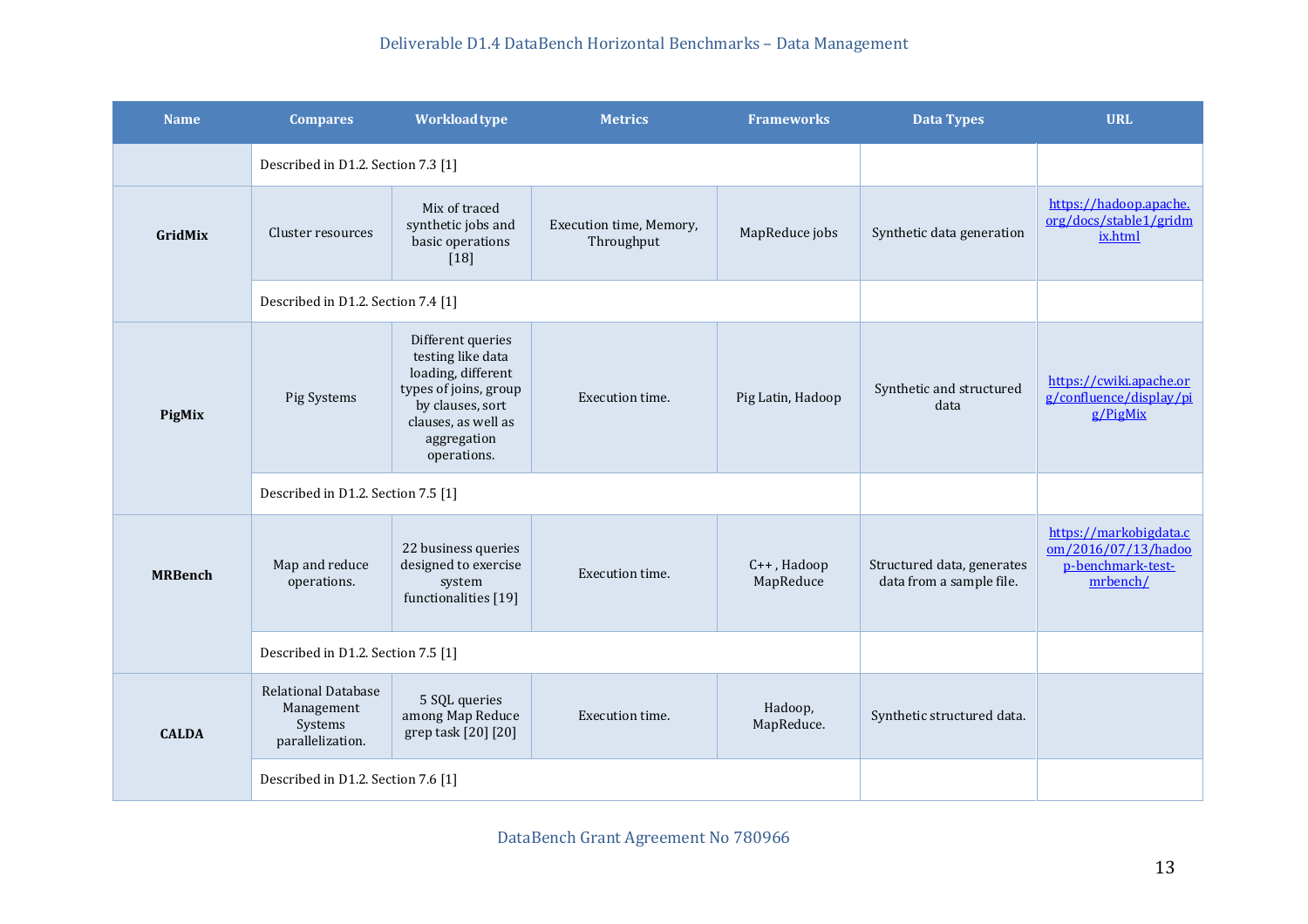| Name | Compares | Workload type | Metrics | Frameworks | Data Types | URL |
|---|---|---|---|---|---|---|
| | Described in D1.2. Section 7.3 [1] | | | | | |
| **GridMix** | Cluster resources | Mix of traced synthetic jobs and basic operations [18] | Execution time, Memory, Throughput | MapReduce jobs | Synthetic data generation | https://hadoop.apache.org/docs/stable1/gridmix.html |
| | Described in D1.2. Section 7.4 [1] | | | | | |
| **PigMix** | Pig Systems | Different queries testing like data loading, different types of joins, group by clauses, sort clauses, as well as aggregation operations. | Execution time. | Pig Latin, Hadoop | Synthetic and structured data | https://cwiki.apache.org/confluence/display/pig/PigMix |
| | Described in D1.2. Section 7.5 [1] | | | | | |
| **MRBench** | Map and reduce operations. | 22 business queries designed to exercise system functionalities [19] | Execution time. | C++ , Hadoop MapReduce | Structured data, generates data from a sample file. | https://markobigdata.com/2016/07/13/hadoop-benchmark-test-mrbench/ |
| | Described in D1.2. Section 7.5 [1] | | | | | |
| **CALDA** | Relational Database Management Systems parallelization. | 5 SQL queries among Map Reduce grep task [20] [20] | Execution time. | Hadoop, MapReduce. | Synthetic structured data. | |
| | Described in D1.2. Section 7.6 [1] | | | | | |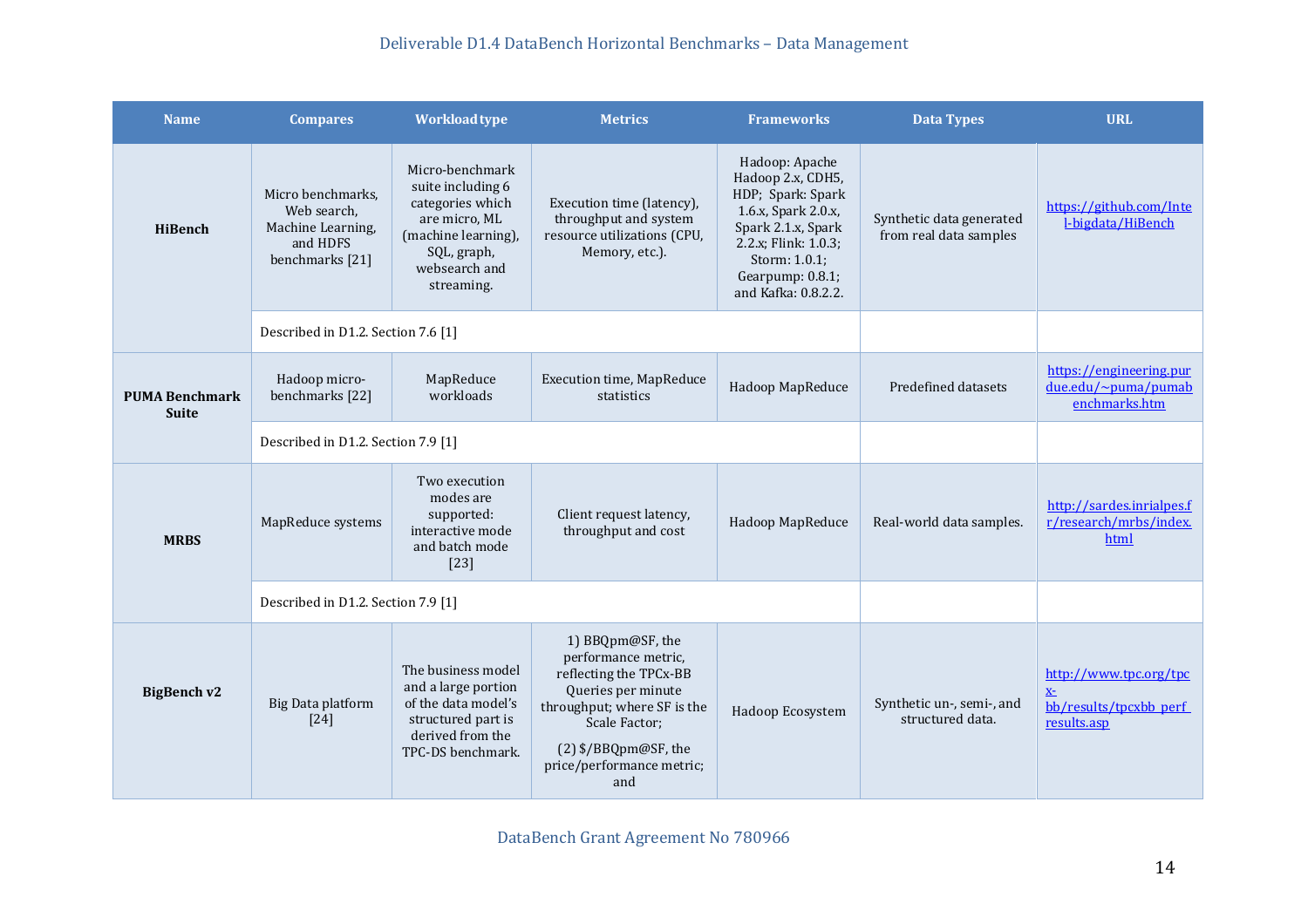| Name | Compares | Workload type | Metrics | Frameworks | Data Types | URL |
|---|---|---|---|---|---|---|
| **HiBench** | Micro benchmarks, Web search, Machine Learning, and HDFS benchmarks [21] | Micro-benchmark suite including 6 categories which are micro, ML (machine learning), SQL, graph, websearch and streaming. | Execution time (latency), throughput and system resource utilizations (CPU, Memory, etc.). | Hadoop: Apache Hadoop 2.x, CDH5, HDP; Spark: Spark 1.6.x, Spark 2.0.x, Spark 2.1.x, Spark 2.2.x; Flink: 1.0.3; Storm: 1.0.1; Gearpump: 0.8.1; and Kafka: 0.8.2.2. | Synthetic data generated from real data samples | https://github.com/Intel-bigdata/HiBench |
| | Described in D1.2. Section 7.6 [1] | | | | | |
| **PUMA Benchmark Suite** | Hadoop micro-benchmarks [22] | MapReduce workloads | Execution time, MapReduce statistics | Hadoop MapReduce | Predefined datasets | https://engineering.purdue.edu/~puma/pumabenchmarks.htm |
| | Described in D1.2. Section 7.9 [1] | | | | | |
| **MRBS** | MapReduce systems | Two execution modes are supported: interactive mode and batch mode [23] | Client request latency, throughput and cost | Hadoop MapReduce | Real-world data samples. | http://sardes.inrialpes.fr/research/mrbs/index.html |
| | Described in D1.2. Section 7.9 [1] | | | | | |
| **BigBench v2** | Big Data platform [24] | The business model and a large portion of the data model's structured part is derived from the TPC-DS benchmark. | 1) BBQpm@SF, the performance metric, reflecting the TPCx-BB Queries per minute throughput; where SF is the Scale Factor; (2) $/BBQpm@SF, the price/performance metric; and | Hadoop Ecosystem | Synthetic un-, semi-, and structured data. | http://www.tpc.org/tpcx-bb/results/tpcxbb_perf_results.asp |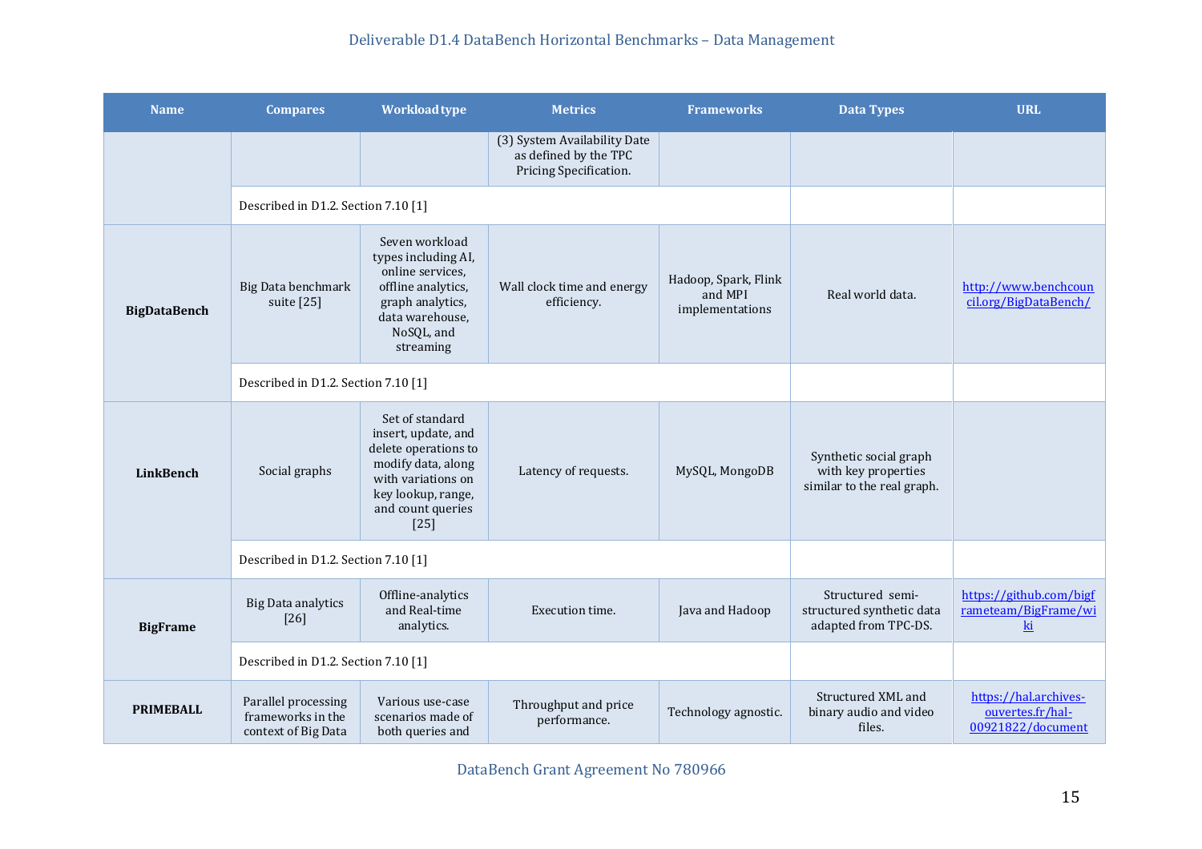| Name | Compares | Workload type | Metrics | Frameworks | Data Types | URL |
|---|---|---|---|---|---|---|
| | | | (3) System Availability Date as defined by the TPC Pricing Specification. | | | |
| | Described in D1.2. Section 7.10 [1] | | | | | |
| **BigDataBench** | Big Data benchmark suite [25] | Seven workload types including AI, online services, offline analytics, graph analytics, data warehouse, NoSQL, and streaming | Wall clock time and energy efficiency. | Hadoop, Spark, Flink and MPI implementations | Real world data. | [http://www.benchcouncil.org/BigDataBench/](http://www.benchcouncil.org/BigDataBench/) |
| | Described in D1.2. Section 7.10 [1] | | | | | |
| **LinkBench** | Social graphs | Set of standard insert, update, and delete operations to modify data, along with variations on key lookup, range, and count queries [25] | Latency of requests. | MySQL, MongoDB | Synthetic social graph with key properties similar to the real graph. | |
| | Described in D1.2. Section 7.10 [1] | | | | | |
| **BigFrame** | Big Data analytics [26] | Offline-analytics and Real-time analytics. | Execution time. | Java and Hadoop | Structured semi-structured synthetic data adapted from TPC-DS. | [https://github.com/bigframeteam/BigFrame/wiki](https://github.com/bigframeteam/BigFrame/wiki) |
| | Described in D1.2. Section 7.10 [1] | | | | | |
| **PRIMEBALL** | Parallel processing frameworks in the context of Big Data | Various use-case scenarios made of both queries and | Throughput and price performance. | Technology agnostic. | Structured XML and binary audio and video files. | [https://hal.archives-ouvertes.fr/hal-00921822/document](https://hal.archives-ouvertes.fr/hal-00921822/document) |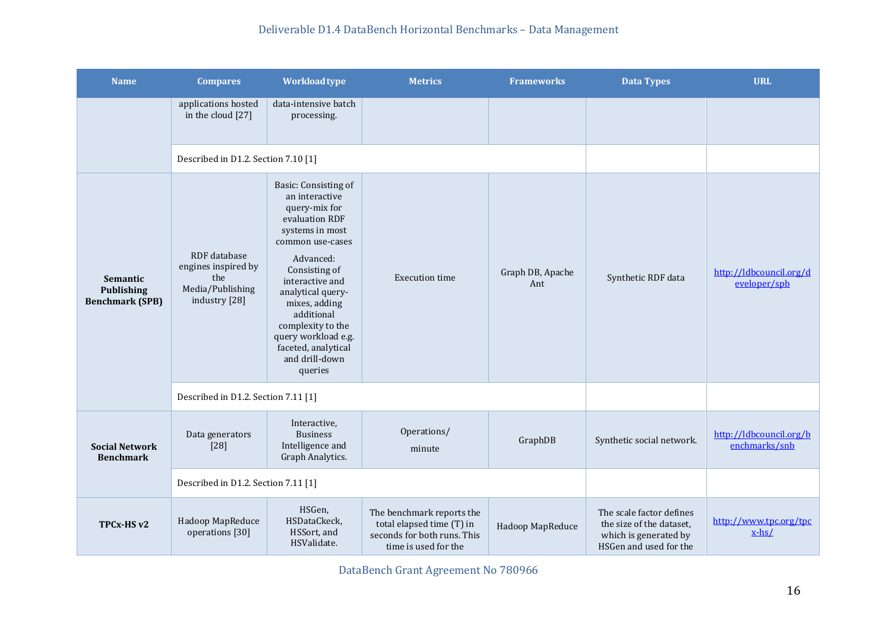| Name | Compares | Workload type | Metrics | Frameworks | Data Types | URL |
|---|---|---|---|---|---|---|
| | applications hosted in the cloud [27] | data-intensive batch processing. | | | | |
| | Described in D1.2. Section 7.10 [1] | | | | | |
| **Semantic Publishing Benchmark (SPB)** | RDF database engines inspired by the Media/Publishing industry [28] | Basic: Consisting of an interactive query-mix for evaluation RDF systems in most common use-cases<br>Advanced: Consisting of interactive and analytical query-mixes, adding additional complexity to the query workload e.g. faceted, analytical and drill-down queries | Execution time | Graph DB, Apache Ant | Synthetic RDF data | http://ldbcouncil.org/developer/spb |
| | Described in D1.2. Section 7.11 [1] | | | | | |
| **Social Network Benchmark** | Data generators [28] | Interactive, Business Intelligence and Graph Analytics. | Operations/ minute | GraphDB | Synthetic social network. | http://ldbcouncil.org/benchmarks/snb |
| | Described in D1.2. Section 7.11 [1] | | | | | |
| **TPCx-HS v2** | Hadoop MapReduce operations [30] | HSGen, HSDataCkeck, HSSort, and HSValidate. | The benchmark reports the total elapsed time (T) in seconds for both runs. This time is used for the | Hadoop MapReduce | The scale factor defines the size of the dataset, which is generated by HSGen and used for the | http://www.tpc.org/tpcx-hs/ |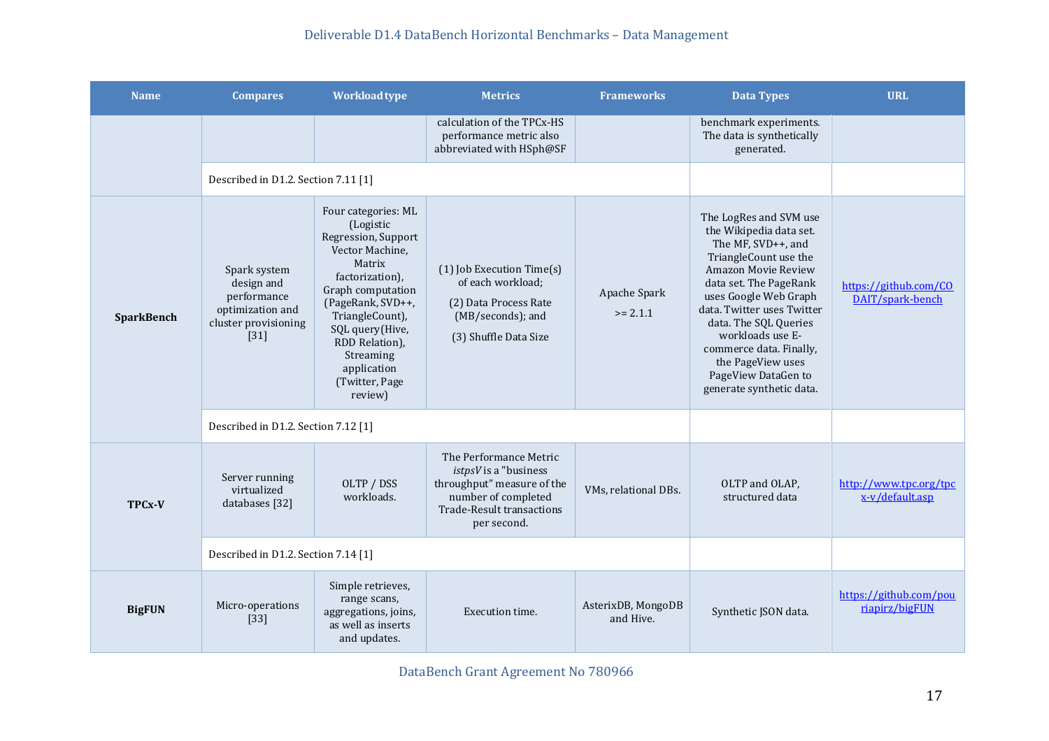| Name | Compares | Workload type | Metrics | Frameworks | Data Types | URL |
|---|---|---|---|---|---|---|
| | | | calculation of the TPCx-HS performance metric also abbreviated with HSph@SF | | benchmark experiments. The data is synthetically generated. | |
| | Described in D1.2. Section 7.11 [1] | | | | | |
| **SparkBench** | Spark system design and performance optimization and cluster provisioning [31] | Four categories: ML (Logistic Regression, Support Vector Machine, Matrix factorization), Graph computation (PageRank, SVD++, TriangleCount), SQL query (Hive, RDD Relation), Streaming application (Twitter, Page review) | (1) Job Execution Time(s) of each workload; (2) Data Process Rate (MB/seconds); and (3) Shuffle Data Size | Apache Spark >= 2.1.1 | The LogRes and SVM use the Wikipedia data set. The MF, SVD++, and TriangleCount use the Amazon Movie Review data set. The PageRank uses Google Web Graph data. Twitter uses Twitter data. The SQL Queries workloads use E-commerce data. Finally, the PageView uses PageView DataGen to generate synthetic data. | https://github.com/CODAIT/spark-bench |
| | Described in D1.2. Section 7.12 [1] | | | | | |
| **TPCx-V** | Server running virtualized databases [32] | OLTP / DSS workloads. | The Performance Metric *istpsV* is a "business throughput" measure of the number of completed Trade-Result transactions per second. | VMs, relational DBs. | OLTP and OLAP, structured data | http://www.tpc.org/tpcx-v/default.asp |
| | Described in D1.2. Section 7.14 [1] | | | | | |
| **BigFUN** | Micro-operations [33] | Simple retrieves, range scans, aggregations, joins, as well as inserts and updates. | Execution time. | AsterixDB, MongoDB and Hive. | Synthetic JSON data. | https://github.com/pouriapirz/bigFUN |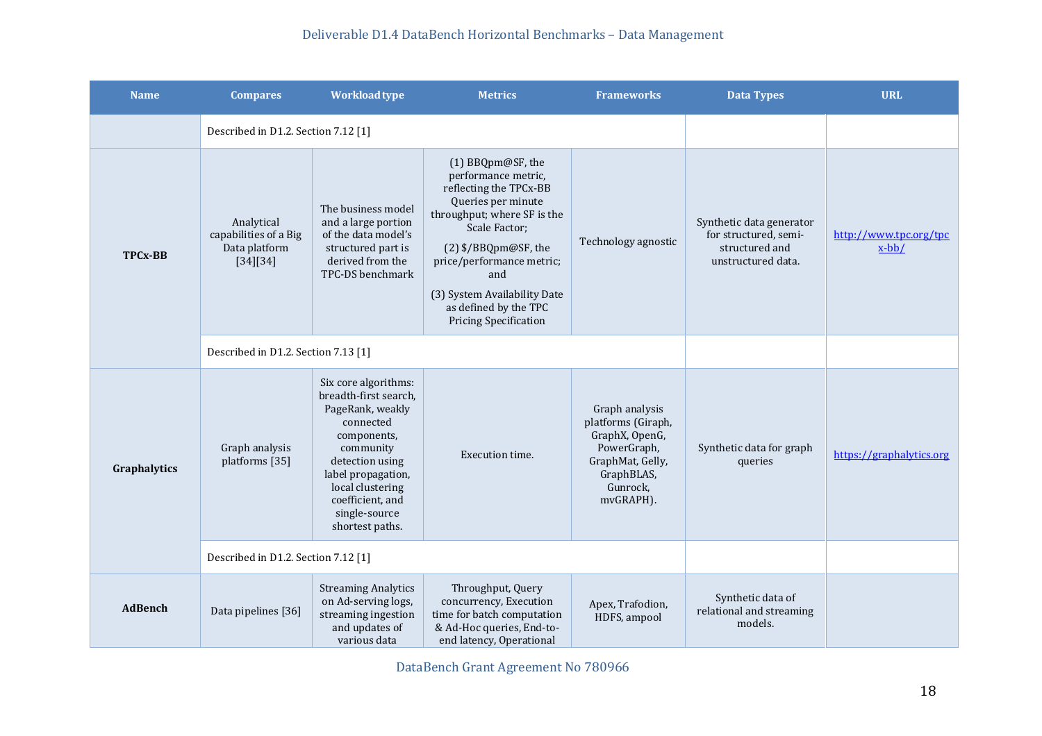| Name | Compares | Workload type | Metrics | Frameworks | Data Types | URL |
|---|---|---|---|---|---|---|
| | Described in D1.2. Section 7.12 [1] | | | | | |
| **TPCx-BB** | Analytical capabilities of a Big Data platform [34][34] | The business model and a large portion of the data model's structured part is derived from the TPC-DS benchmark | (1) BBQpm@SF, the performance metric, reflecting the TPCx-BB Queries per minute throughput; where SF is the Scale Factor; (2) $/BBQpm@SF, the price/performance metric; and (3) System Availability Date as defined by the TPC Pricing Specification | Technology agnostic | Synthetic data generator for structured, semi-structured and unstructured data. | http://www.tpc.org/tpcx-bb/ |
| | Described in D1.2. Section 7.13 [1] | | | | | |
| **Graphalytics** | Graph analysis platforms [35] | Six core algorithms: breadth-first search, PageRank, weakly connected components, community detection using label propagation, local clustering coefficient, and single-source shortest paths. | Execution time. | Graph analysis platforms (Giraph, GraphX, OpenG, PowerGraph, GraphMat, Gelly, GraphBLAS, Gunrock, mvGRAPH). | Synthetic data for graph queries | https://graphalytics.org |
| | Described in D1.2. Section 7.12 [1] | | | | | |
| **AdBench** | Data pipelines [36] | Streaming Analytics on Ad-serving logs, streaming ingestion and updates of various data | Throughput, Query concurrency, Execution time for batch computation & Ad-Hoc queries, End-to-end latency, Operational | Apex, Trafodion, HDFS, ampool | Synthetic data of relational and streaming models. | |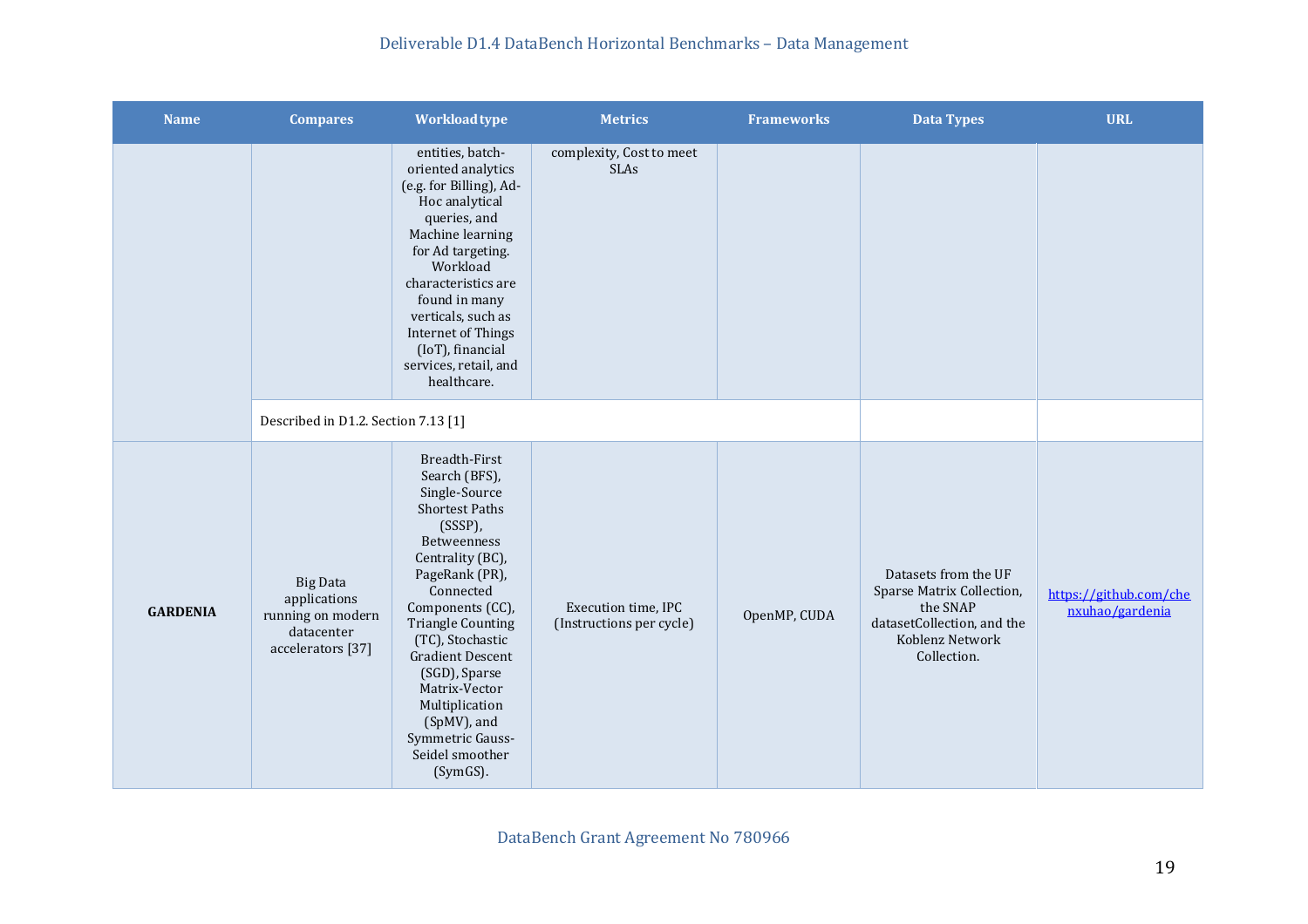| Name | Compares | Workload type | Metrics | Frameworks | Data Types | URL |
|---|---|---|---|---|---|---|
| | | entities, batch-oriented analytics (e.g. for Billing), Ad-Hoc analytical queries, and Machine learning for Ad targeting. Workload characteristics are found in many verticals, such as Internet of Things (IoT), financial services, retail, and healthcare. | complexity, Cost to meet SLAs | | | |
| | Described in D1.2. Section 7.13 [1] | | | | | |
| **GARDENIA** | Big Data applications running on modern datacenter accelerators [37] | Breadth-First Search (BFS), Single-Source Shortest Paths (SSSP), Betweenness Centrality (BC), PageRank (PR), Connected Components (CC), Triangle Counting (TC), Stochastic Gradient Descent (SGD), Sparse Matrix-Vector Multiplication (SpMV), and Symmetric Gauss-Seidel smoother (SymGS). | Execution time, IPC (Instructions per cycle) | OpenMP, CUDA | Datasets from the UF Sparse Matrix Collection, the SNAP datasetCollection, and the Koblenz Network Collection. | https://github.com/chenxuhao/gardenia |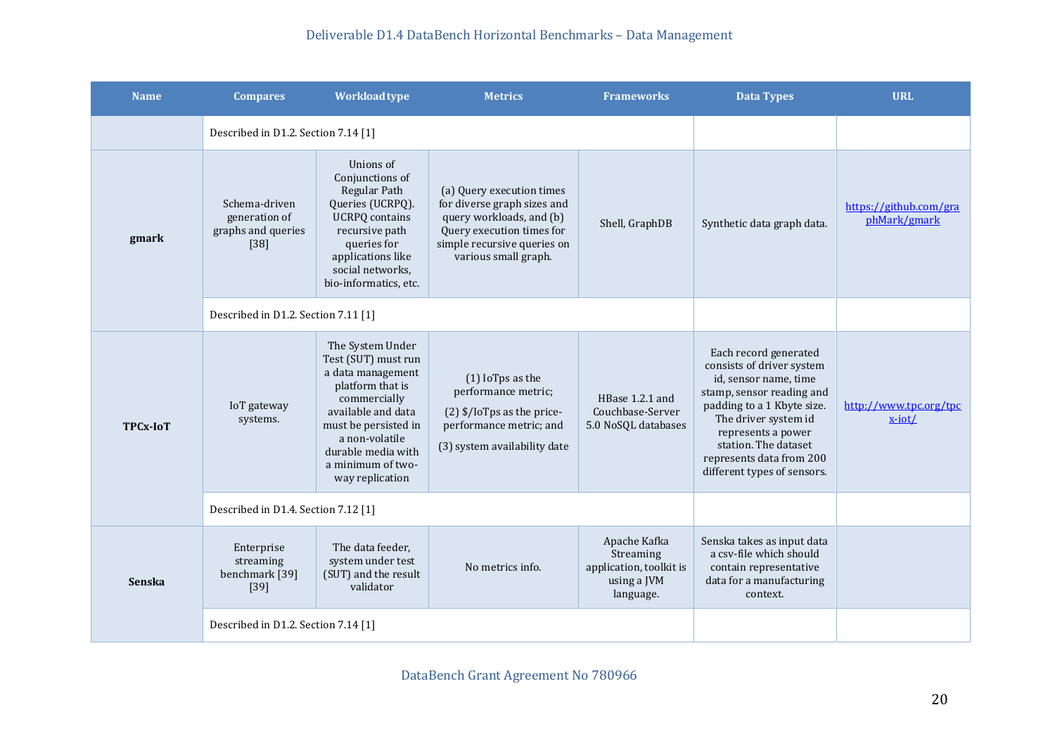| Name | Compares | Workload type | Metrics | Frameworks | Data Types | URL |
|---|---|---|---|---|---|---|
| | Described in D1.2. Section 7.14 [1] | | | | | |
| **gmark** | Schema-driven generation of graphs and queries [38] | Unions of Conjunctions of Regular Path Queries (UCRPQ). UCRPQ contains recursive path queries for applications like social networks, bio-informatics, etc. | (a) Query execution times for diverse graph sizes and query workloads, and (b) Query execution times for simple recursive queries on various small graph. | Shell, GraphDB | Synthetic data graph data. | https://github.com/graphMark/gmark |
| | Described in D1.2. Section 7.11 [1] | | | | | |
| **TPCx-IoT** | IoT gateway systems. | The System Under Test (SUT) must run a data management platform that is commercially available and data must be persisted in a non-volatile durable media with a minimum of two-way replication | (1) IoTps as the performance metric; (2) $/IoTps as the price-performance metric; and (3) system availability date | HBase 1.2.1 and Couchbase-Server 5.0 NoSQL databases | Each record generated consists of driver system id, sensor name, time stamp, sensor reading and padding to a 1 Kbyte size. The driver system id represents a power station. The dataset represents data from 200 different types of sensors. | http://www.tpc.org/tpcx-iot/ |
| | Described in D1.4. Section 7.12 [1] | | | | | |
| **Senska** | Enterprise streaming benchmark [39] [39] | The data feeder, system under test (SUT) and the result validator | No metrics info. | Apache Kafka Streaming application, toolkit is using a JVM language. | Senska takes as input data a csv-file which should contain representative data for a manufacturing context. | |
| | Described in D1.2. Section 7.14 [1] | | | | | |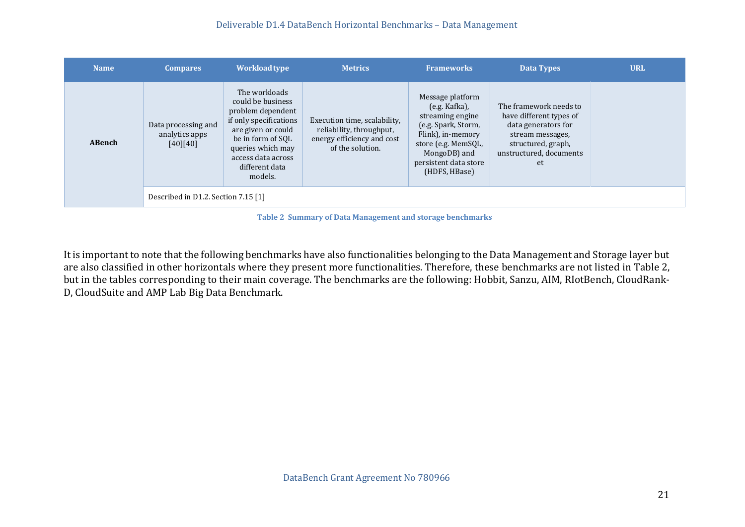| Name | Compares | Workload type | Metrics | Frameworks | Data Types | URL |
|---|---|---|---|---|---|---|
| **ABench** | Data processing and analytics apps [40][40] | The workloads could be business problem dependent if only specifications are given or could be in form of SQL queries which may access data across different data models. | Execution time, scalability, reliability, throughput, energy efficiency and cost of the solution. | Message platform (e.g. Kafka), streaming engine (e.g. Spark, Storm, Flink), in-memory store (e.g. MemSQL, MongoDB) and persistent data store (HDFS, HBase) | The framework needs to have different types of data generators for stream messages, structured, graph, unstructured, documents et | |
| | Described in D1.2. Section 7.15 [1] | | | | | |

**Table 2 Summary of Data Management and storage benchmarks**

It is important to note that the following benchmarks have also functionalities belonging to the Data Management and Storage layer but are also classified in other horizontals where they present more functionalities. Therefore, these benchmarks are not listed in Table 2, but in the tables corresponding to their main coverage. The benchmarks are the following: Hobbit, Sanzu, AIM, RIotBench, CloudRank-D, CloudSuite and AMP Lab Big Data Benchmark.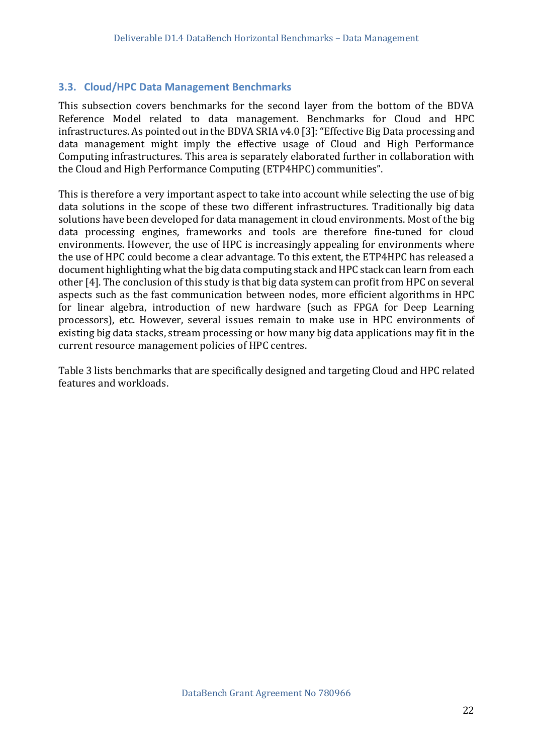### 3.3. Cloud/HPC Data Management Benchmarks

This subsection covers benchmarks for the second layer from the bottom of the BDVA Reference Model related to data management. Benchmarks for Cloud and HPC infrastructures. As pointed out in the BDVA SRIA v4.0 [3]: "Effective Big Data processing and data management might imply the effective usage of Cloud and High Performance Computing infrastructures. This area is separately elaborated further in collaboration with the Cloud and High Performance Computing (ETP4HPC) communities".

This is therefore a very important aspect to take into account while selecting the use of big data solutions in the scope of these two different infrastructures. Traditionally big data solutions have been developed for data management in cloud environments. Most of the big data processing engines, frameworks and tools are therefore fine-tuned for cloud environments. However, the use of HPC is increasingly appealing for environments where the use of HPC could become a clear advantage. To this extent, the ETP4HPC has released a document highlighting what the big data computing stack and HPC stack can learn from each other [4]. The conclusion of this study is that big data system can profit from HPC on several aspects such as the fast communication between nodes, more efficient algorithms in HPC for linear algebra, introduction of new hardware (such as FPGA for Deep Learning processors), etc. However, several issues remain to make use in HPC environments of existing big data stacks, stream processing or how many big data applications may fit in the current resource management policies of HPC centres.

Table 3 lists benchmarks that are specifically designed and targeting Cloud and HPC related features and workloads.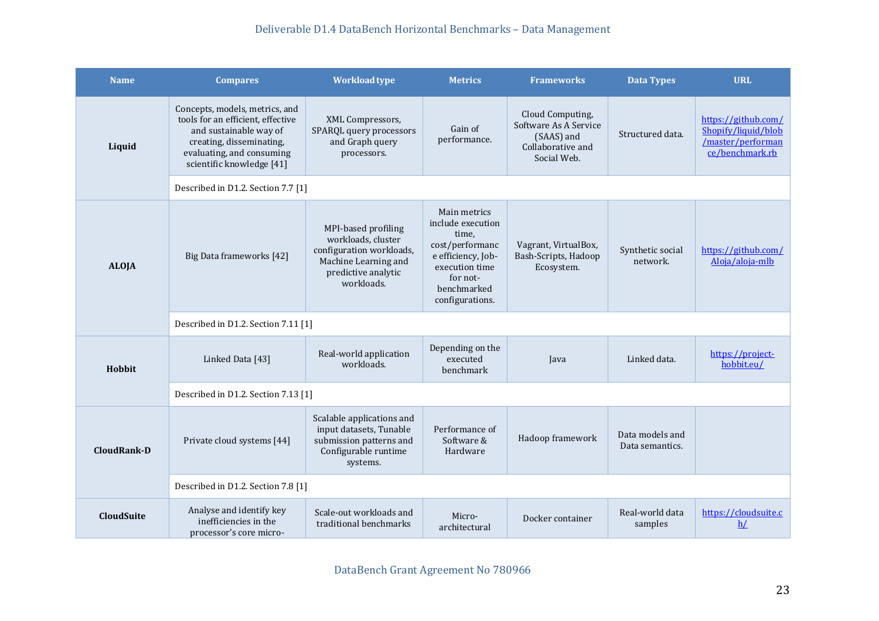| Name | Compares | Workload type | Metrics | Frameworks | Data Types | URL |
|---|---|---|---|---|---|---|
| **Liquid** | Concepts, models, metrics, and tools for an efficient, effective and sustainable way of creating, disseminating, evaluating, and consuming scientific knowledge [41] | XML Compressors, SPARQL query processors and Graph query processors. | Gain of performance. | Cloud Computing, Software As A Service (SAAS) and Collaborative and Social Web. | Structured data. | https://github.com/Shopify/liquid/blob/master/performance/benchmark.rb |
| | Described in D1.2. Section 7.7 [1] | | | | | |
| **ALOJA** | Big Data frameworks [42] | MPI-based profiling workloads, cluster configuration workloads, Machine Learning and predictive analytic workloads. | Main metrics include execution time, cost/performance efficiency, Job-execution time for not-benchmarked configurations. | Vagrant, VirtualBox, Bash-Scripts, Hadoop Ecosystem. | Synthetic social network. | https://github.com/Aloja/aloja-mlb |
| | Described in D1.2. Section 7.11 [1] | | | | | |
| **Hobbit** | Linked Data [43] | Real-world application workloads. | Depending on the executed benchmark | Java | Linked data. | https://project-hobbit.eu/ |
| | Described in D1.2. Section 7.13 [1] | | | | | |
| **CloudRank-D** | Private cloud systems [44] | Scalable applications and input datasets, Tunable submission patterns and Configurable runtime systems. | Performance of Software & Hardware | Hadoop framework | Data models and Data semantics. | |
| | Described in D1.2. Section 7.8 [1] | | | | | |
| **CloudSuite** | Analyse and identify key inefficiencies in the processor's core micro- | Scale-out workloads and traditional benchmarks | Micro-architectural | Docker container | Real-world data samples | https://cloudsuite.ch/ |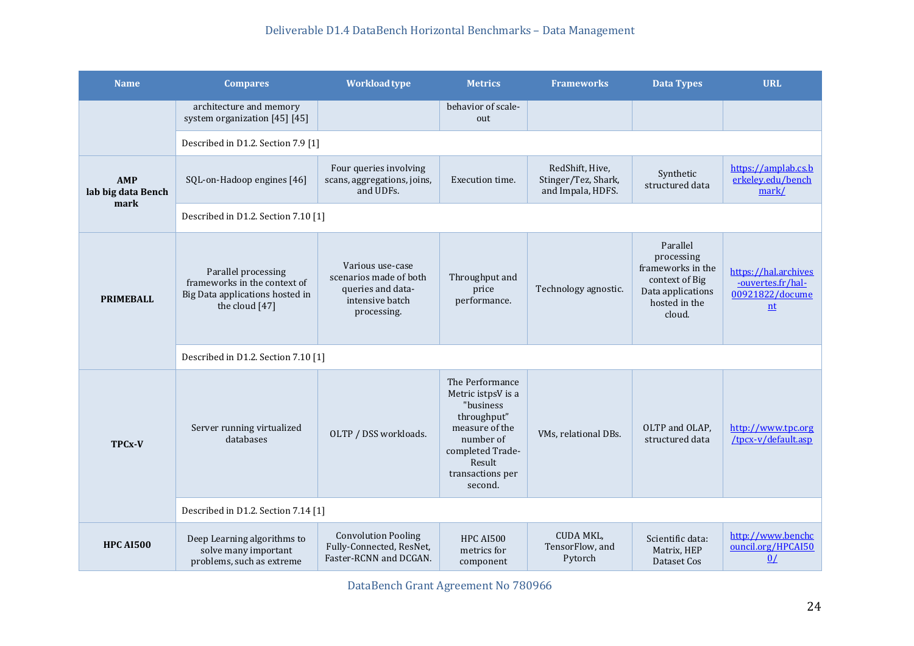| Name | Compares | Workload type | Metrics | Frameworks | Data Types | URL |
|---|---|---|---|---|---|---|
| | architecture and memory system organization [45] [45] | | behavior of scale-out | | | |
| | Described in D1.2. Section 7.9 [1] | | | | | |
| **AMP lab big data Bench mark** | SQL-on-Hadoop engines [46] | Four queries involving scans, aggregations, joins, and UDFs. | Execution time. | RedShift, Hive, Stinger/Tez, Shark, and Impala, HDFS. | Synthetic structured data | https://amplab.cs.berkeley.edu/benchmark/ |
| | Described in D1.2. Section 7.10 [1] | | | | | |
| **PRIMEBALL** | Parallel processing frameworks in the context of Big Data applications hosted in the cloud [47] | Various use-case scenarios made of both queries and data-intensive batch processing. | Throughput and price performance. | Technology agnostic. | Parallel processing frameworks in the context of Big Data applications hosted in the cloud. | https://hal.archives-ouvertes.fr/hal-00921822/document |
| | Described in D1.2. Section 7.10 [1] | | | | | |
| **TPCx-V** | Server running virtualized databases | OLTP / DSS workloads. | The Performance Metric istpsV is a "business throughput" measure of the number of completed Trade-Result transactions per second. | VMs, relational DBs. | OLTP and OLAP, structured data | http://www.tpc.org/tpcx-v/default.asp |
| | Described in D1.2. Section 7.14 [1] | | | | | |
| **HPC AI500** | Deep Learning algorithms to solve many important problems, such as extreme | Convolution Pooling Fully-Connected, ResNet, Faster-RCNN and DCGAN. | HPC AI500 metrics for component | CUDA MKL, TensorFlow, and Pytorch | Scientific data: Matrix, HEP Dataset Cos | http://www.benchcouncil.org/HPCAI500/ |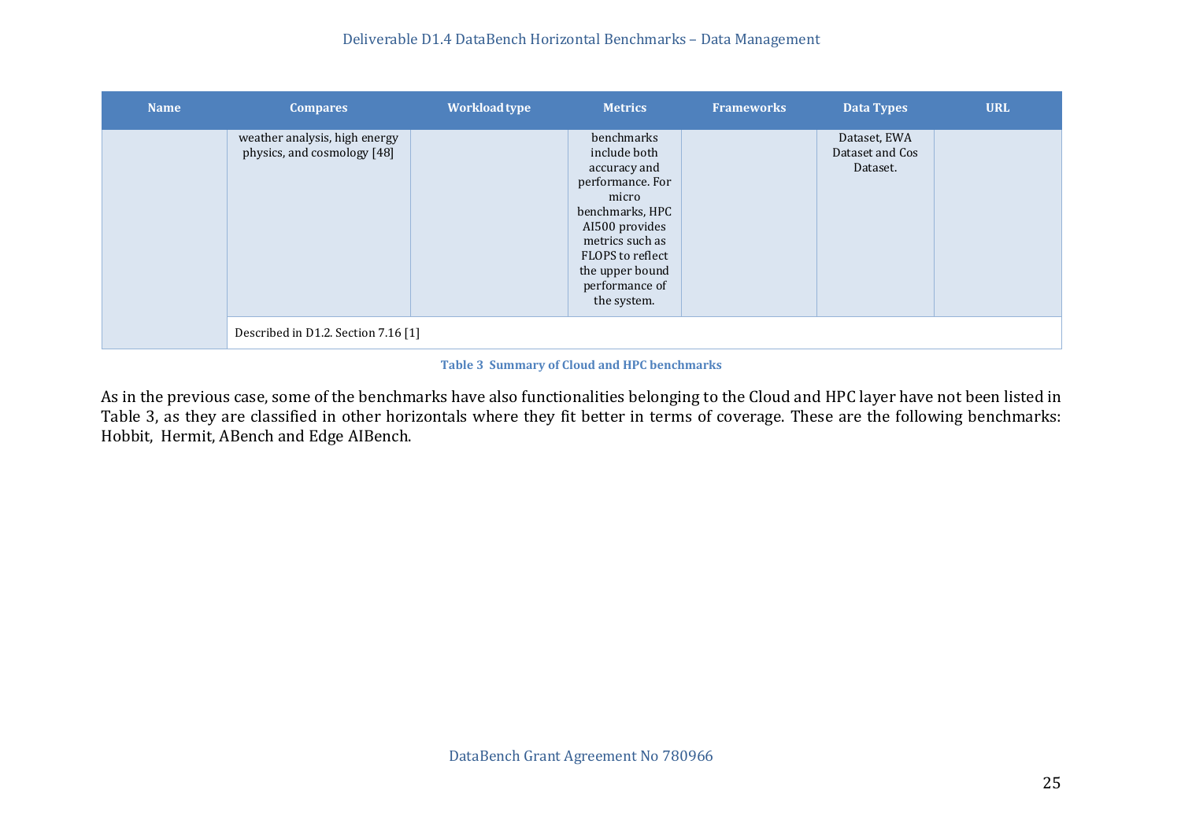| Name | Compares | Workload type | Metrics | Frameworks | Data Types | URL |
|---|---|---|---|---|---|---|
| | weather analysis, high energy physics, and cosmology [48] | | benchmarks include both accuracy and performance. For micro benchmarks, HPC AI500 provides metrics such as FLOPS to reflect the upper bound performance of the system. | | Dataset, EWA Dataset and Cos Dataset. | |
| | Described in D1.2. Section 7.16 [1] | | | | | |

Table 3 Summary of Cloud and HPC benchmarks

As in the previous case, some of the benchmarks have also functionalities belonging to the Cloud and HPC layer have not been listed in Table 3, as they are classified in other horizontals where they fit better in terms of coverage. These are the following benchmarks: Hobbit, Hermit, ABench and Edge AIBench.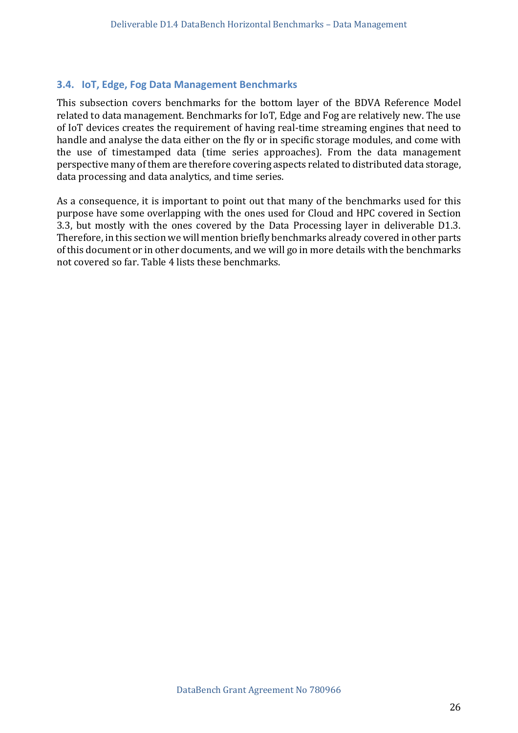### 3.4. IoT, Edge, Fog Data Management Benchmarks

This subsection covers benchmarks for the bottom layer of the BDVA Reference Model related to data management. Benchmarks for IoT, Edge and Fog are relatively new. The use of IoT devices creates the requirement of having real-time streaming engines that need to handle and analyse the data either on the fly or in specific storage modules, and come with the use of timestamped data (time series approaches). From the data management perspective many of them are therefore covering aspects related to distributed data storage, data processing and data analytics, and time series.

As a consequence, it is important to point out that many of the benchmarks used for this purpose have some overlapping with the ones used for Cloud and HPC covered in Section 3.3, but mostly with the ones covered by the Data Processing layer in deliverable D1.3. Therefore, in this section we will mention briefly benchmarks already covered in other parts of this document or in other documents, and we will go in more details with the benchmarks not covered so far. Table 4 lists these benchmarks.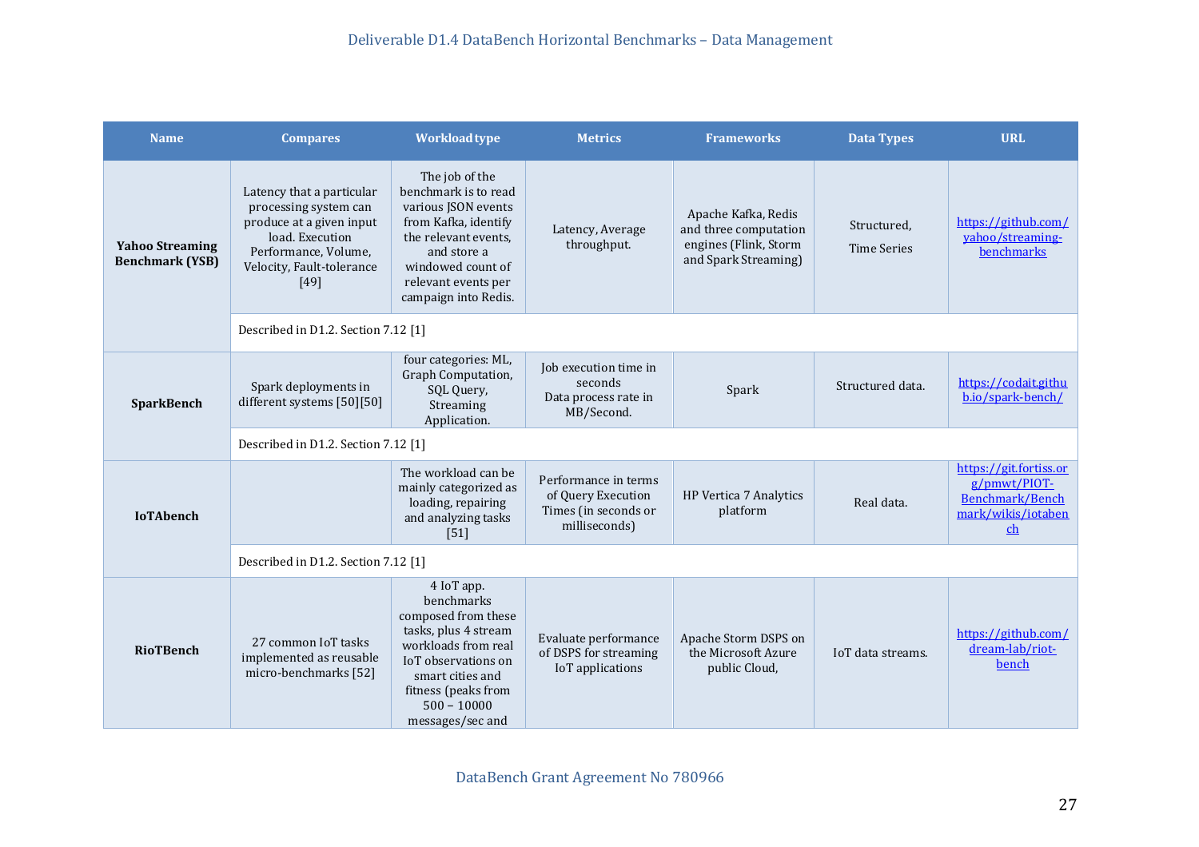| Name | Compares | Workload type | Metrics | Frameworks | Data Types | URL |
|---|---|---|---|---|---|---|
| **Yahoo Streaming Benchmark (YSB)** | Latency that a particular processing system can produce at a given input load. Execution Performance, Volume, Velocity, Fault-tolerance [49] | The job of the benchmark is to read various JSON events from Kafka, identify the relevant events, and store a windowed count of relevant events per campaign into Redis. | Latency, Average throughput. | Apache Kafka, Redis and three computation engines (Flink, Storm and Spark Streaming) | Structured, Time Series | https://github.com/yahoo/streaming-benchmarks |
| | Described in D1.2. Section 7.12 [1] | | | | | |
| **SparkBench** | Spark deployments in different systems [50][50] | four categories: ML, Graph Computation, SQL Query, Streaming Application. | Job execution time in seconds Data process rate in MB/Second. | Spark | Structured data. | https://codait.github.io/spark-bench/ |
| | Described in D1.2. Section 7.12 [1] | | | | | |
| **IoTAbench** | | The workload can be mainly categorized as loading, repairing and analyzing tasks [51] | Performance in terms of Query Execution Times (in seconds or milliseconds) | HP Vertica 7 Analytics platform | Real data. | https://git.fortiss.org/pmwt/PIOT-Benchmark/Benchmark/wikis/iotabench |
| | Described in D1.2. Section 7.12 [1] | | | | | |
| **RioTBench** | 27 common IoT tasks implemented as reusable micro-benchmarks [52] | 4 IoT app. benchmarks composed from these tasks, plus 4 stream workloads from real IoT observations on smart cities and fitness (peaks from 500 – 10000 messages/sec and | Evaluate performance of DSPS for streaming IoT applications | Apache Storm DSPS on the Microsoft Azure public Cloud, | IoT data streams. | https://github.com/dream-lab/riot-bench |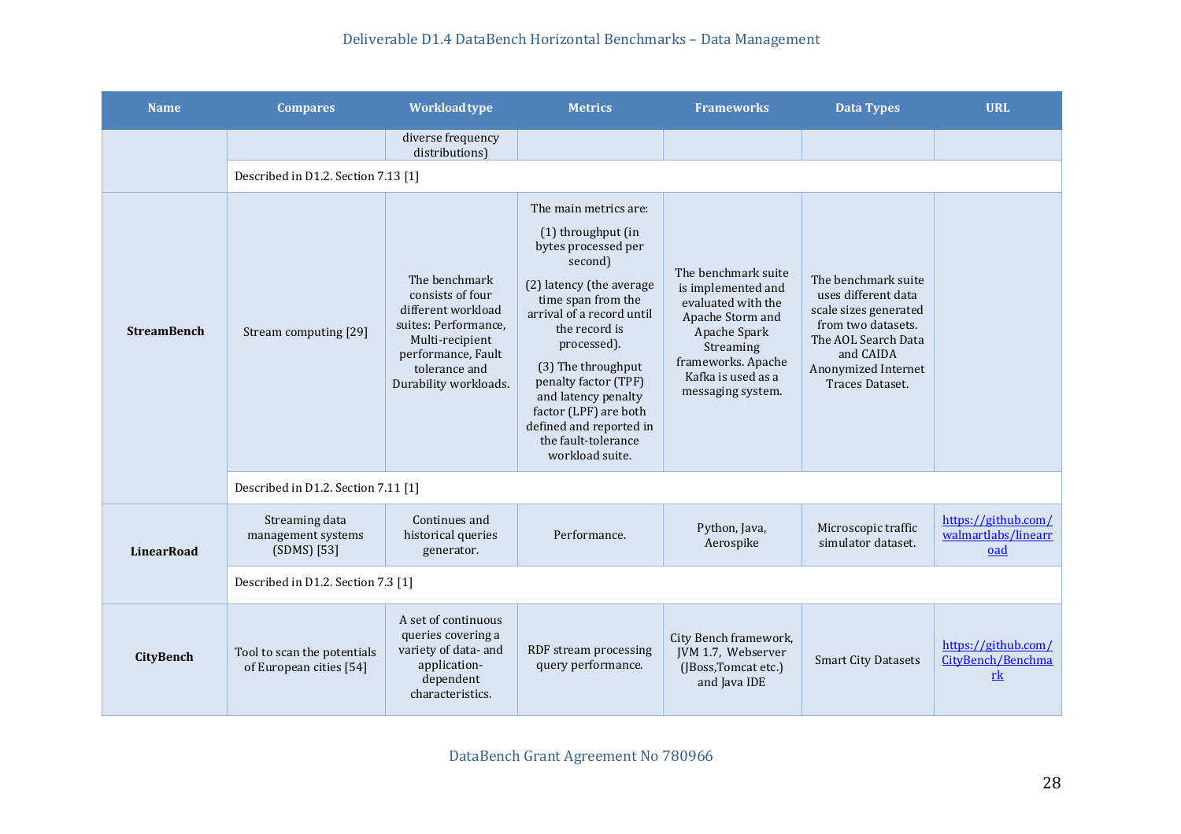| Name | Compares | Workload type | Metrics | Frameworks | Data Types | URL |
|---|---|---|---|---|---|---|
| | | diverse frequency distributions) | | | | |
| | Described in D1.2. Section 7.13 [1] | | | | | |
| **StreamBench** | Stream computing [29] | The benchmark consists of four different workload suites: Performance, Multi-recipient performance, Fault tolerance and Durability workloads. | The main metrics are: (1) throughput (in bytes processed per second) (2) latency (the average time span from the arrival of a record until the record is processed). (3) The throughput penalty factor (TPF) and latency penalty factor (LPF) are both defined and reported in the fault-tolerance workload suite. | The benchmark suite is implemented and evaluated with the Apache Storm and Apache Spark Streaming frameworks. Apache Kafka is used as a messaging system. | The benchmark suite uses different data scale sizes generated from two datasets. The AOL Search Data and CAIDA Anonymized Internet Traces Dataset. | |
| | Described in D1.2. Section 7.11 [1] | | | | | |
| **LinearRoad** | Streaming data management systems (SDMS) [53] | Continues and historical queries generator. | Performance. | Python, Java, Aerospike | Microscopic traffic simulator dataset. | https://github.com/walmartlabs/linearroad |
| | Described in D1.2. Section 7.3 [1] | | | | | |
| **CityBench** | Tool to scan the potentials of European cities [54] | A set of continuous queries covering a variety of data- and application-dependent characteristics. | RDF stream processing query performance. | City Bench framework, JVM 1.7, Webserver (JBoss,Tomcat etc.) and Java IDE | Smart City Datasets | https://github.com/CityBench/Benchmark |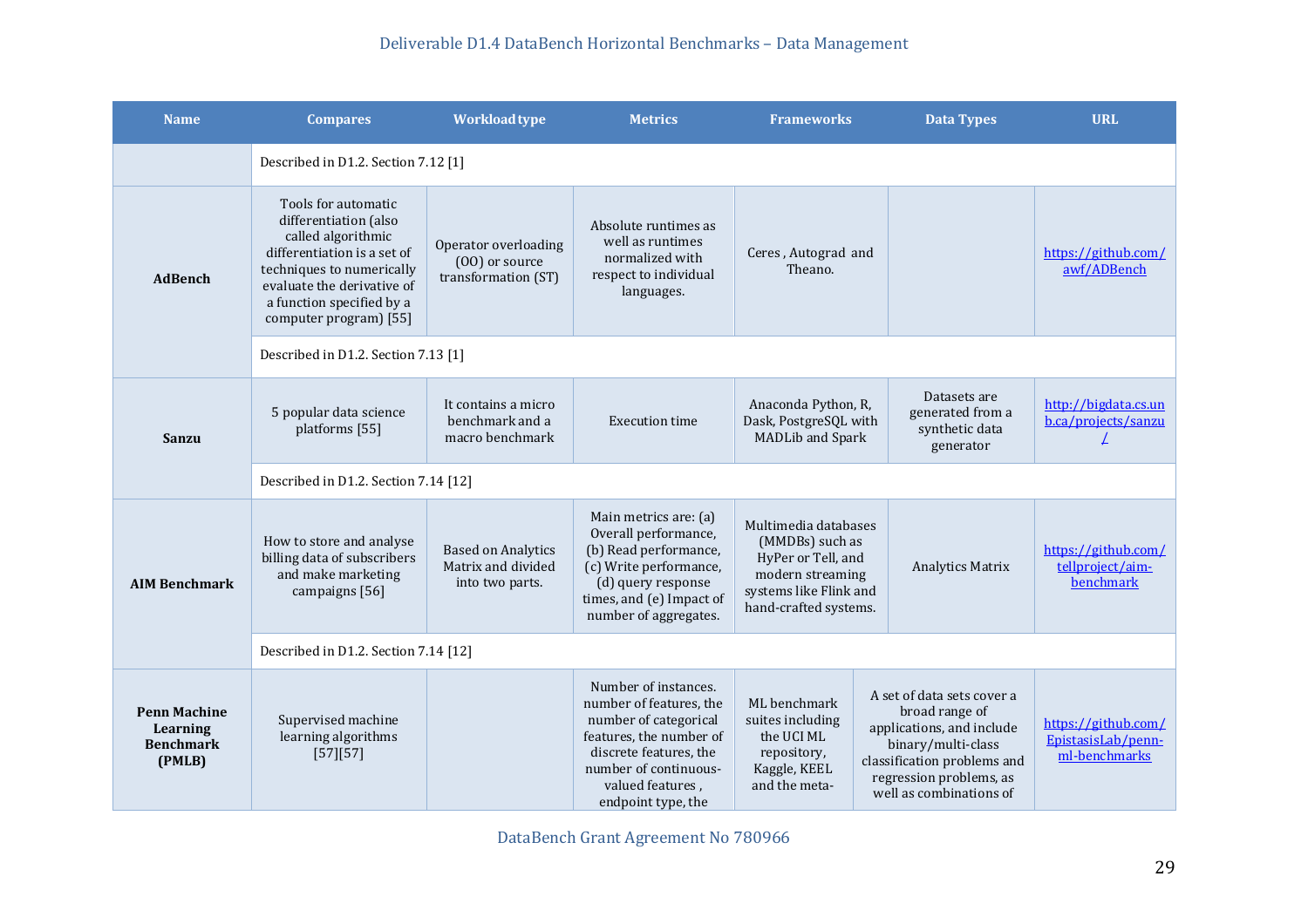| Name | Compares | Workload type | Metrics | Frameworks | Data Types | URL |
|---|---|---|---|---|---|---|
| | Described in D1.2. Section 7.12 [1] | | | | | |
| **AdBench** | Tools for automatic differentiation (also called algorithmic differentiation is a set of techniques to numerically evaluate the derivative of a function specified by a computer program) [55] | Operator overloading (OO) or source transformation (ST) | Absolute runtimes as well as runtimes normalized with respect to individual languages. | Ceres , Autograd and Theano. | | https://github.com/awf/ADBench |
| | Described in D1.2. Section 7.13 [1] | | | | | |
| **Sanzu** | 5 popular data science platforms [55] | It contains a micro benchmark and a macro benchmark | Execution time | Anaconda Python, R, Dask, PostgreSQL with MADLib and Spark | Datasets are generated from a synthetic data generator | http://bigdata.cs.unb.ca/projects/sanzu/ |
| | Described in D1.2. Section 7.14 [12] | | | | | |
| **AIM Benchmark** | How to store and analyse billing data of subscribers and make marketing campaigns [56] | Based on Analytics Matrix and divided into two parts. | Main metrics are: (a) Overall performance, (b) Read performance, (c) Write performance, (d) query response times, and (e) Impact of number of aggregates. | Multimedia databases (MMDBs) such as HyPer or Tell, and modern streaming systems like Flink and hand-crafted systems. | Analytics Matrix | https://github.com/tellproject/aim-benchmark |
| | Described in D1.2. Section 7.14 [12] | | | | | |
| **Penn Machine Learning Benchmark (PMLB)** | Supervised machine learning algorithms [57][57] | | Number of instances. number of features, the number of categorical features, the number of discrete features, the number of continuous-valued features , endpoint type, the | ML benchmark suites including the UCI ML repository, Kaggle, KEEL and the meta- | A set of data sets cover a broad range of applications, and include binary/multi-class classification problems and regression problems, as well as combinations of | https://github.com/EpistasisLab/penn-ml-benchmarks |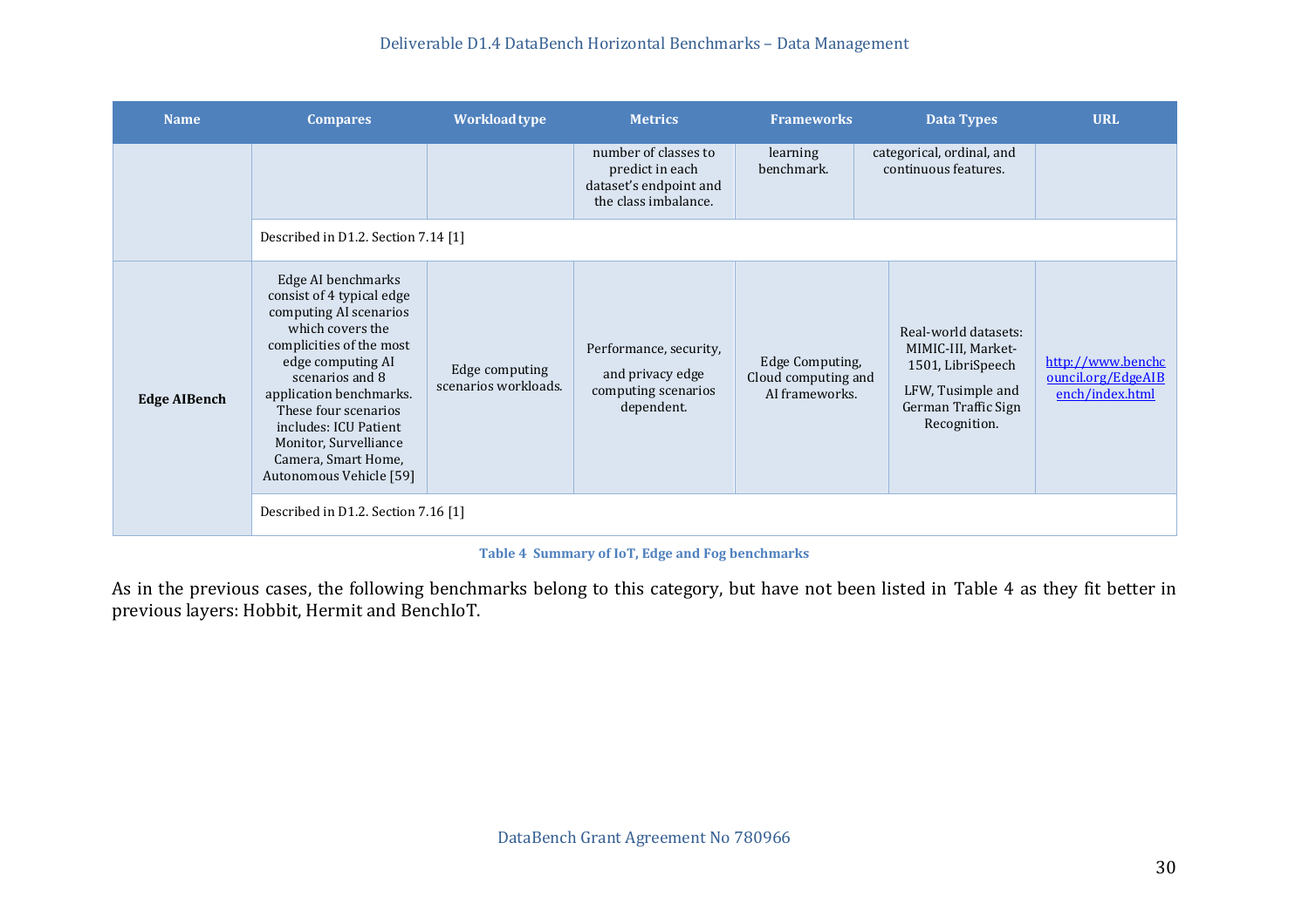| Name | Compares | Workload type | Metrics | Frameworks | Data Types | URL |
| --- | --- | --- | --- | --- | --- | --- |
| | | | number of classes to predict in each dataset's endpoint and the class imbalance. | learning benchmark. | categorical, ordinal, and continuous features. | |
| | Described in D1.2. Section 7.14 [1] | | | | | |
| **Edge AIBench** | Edge AI benchmarks consist of 4 typical edge computing AI scenarios which covers the complicities of the most edge computing AI scenarios and 8 application benchmarks. These four scenarios includes: ICU Patient Monitor, Survelliance Camera, Smart Home, Autonomous Vehicle [59] | Edge computing scenarios workloads. | Performance, security, and privacy edge computing scenarios dependent. | Edge Computing, Cloud computing and AI frameworks. | Real-world datasets: MIMIC-III, Market-1501, LibriSpeech LFW, Tusimple and German Traffic Sign Recognition. | http://www.benchcouncil.org/EdgeAIBench/index.html |
| | Described in D1.2. Section 7.16 [1] | | | | | |

**Table 4 Summary of IoT, Edge and Fog benchmarks**

As in the previous cases, the following benchmarks belong to this category, but have not been listed in Table 4 as they fit better in previous layers: Hobbit, Hermit and BenchIoT.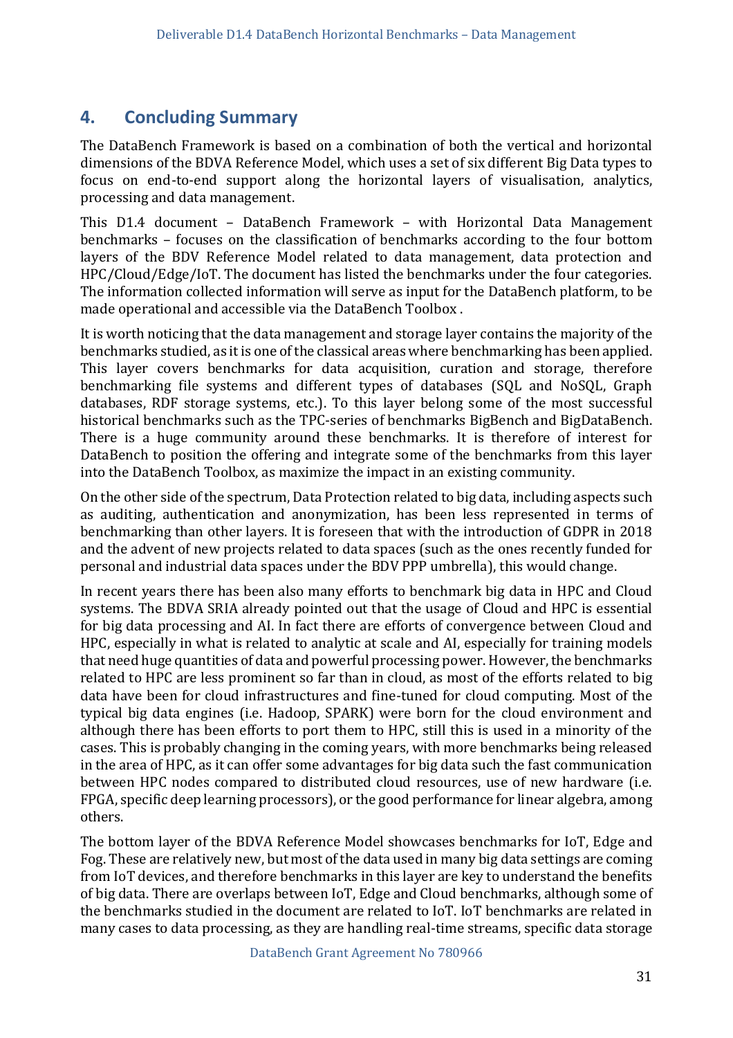# 4. Concluding Summary

The DataBench Framework is based on a combination of both the vertical and horizontal dimensions of the BDVA Reference Model, which uses a set of six different Big Data types to focus on end-to-end support along the horizontal layers of visualisation, analytics, processing and data management.

This D1.4 document – DataBench Framework – with Horizontal Data Management benchmarks – focuses on the classification of benchmarks according to the four bottom layers of the BDV Reference Model related to data management, data protection and HPC/Cloud/Edge/IoT. The document has listed the benchmarks under the four categories. The information collected information will serve as input for the DataBench platform, to be made operational and accessible via the DataBench Toolbox .

It is worth noticing that the data management and storage layer contains the majority of the benchmarks studied, as it is one of the classical areas where benchmarking has been applied. This layer covers benchmarks for data acquisition, curation and storage, therefore benchmarking file systems and different types of databases (SQL and NoSQL, Graph databases, RDF storage systems, etc.). To this layer belong some of the most successful historical benchmarks such as the TPC-series of benchmarks BigBench and BigDataBench. There is a huge community around these benchmarks. It is therefore of interest for DataBench to position the offering and integrate some of the benchmarks from this layer into the DataBench Toolbox, as maximize the impact in an existing community.

On the other side of the spectrum, Data Protection related to big data, including aspects such as auditing, authentication and anonymization, has been less represented in terms of benchmarking than other layers. It is foreseen that with the introduction of GDPR in 2018 and the advent of new projects related to data spaces (such as the ones recently funded for personal and industrial data spaces under the BDV PPP umbrella), this would change.

In recent years there has been also many efforts to benchmark big data in HPC and Cloud systems. The BDVA SRIA already pointed out that the usage of Cloud and HPC is essential for big data processing and AI. In fact there are efforts of convergence between Cloud and HPC, especially in what is related to analytic at scale and AI, especially for training models that need huge quantities of data and powerful processing power. However, the benchmarks related to HPC are less prominent so far than in cloud, as most of the efforts related to big data have been for cloud infrastructures and fine-tuned for cloud computing. Most of the typical big data engines (i.e. Hadoop, SPARK) were born for the cloud environment and although there has been efforts to port them to HPC, still this is used in a minority of the cases. This is probably changing in the coming years, with more benchmarks being released in the area of HPC, as it can offer some advantages for big data such the fast communication between HPC nodes compared to distributed cloud resources, use of new hardware (i.e. FPGA, specific deep learning processors), or the good performance for linear algebra, among others.

The bottom layer of the BDVA Reference Model showcases benchmarks for IoT, Edge and Fog. These are relatively new, but most of the data used in many big data settings are coming from IoT devices, and therefore benchmarks in this layer are key to understand the benefits of big data. There are overlaps between IoT, Edge and Cloud benchmarks, although some of the benchmarks studied in the document are related to IoT. IoT benchmarks are related in many cases to data processing, as they are handling real-time streams, specific data storage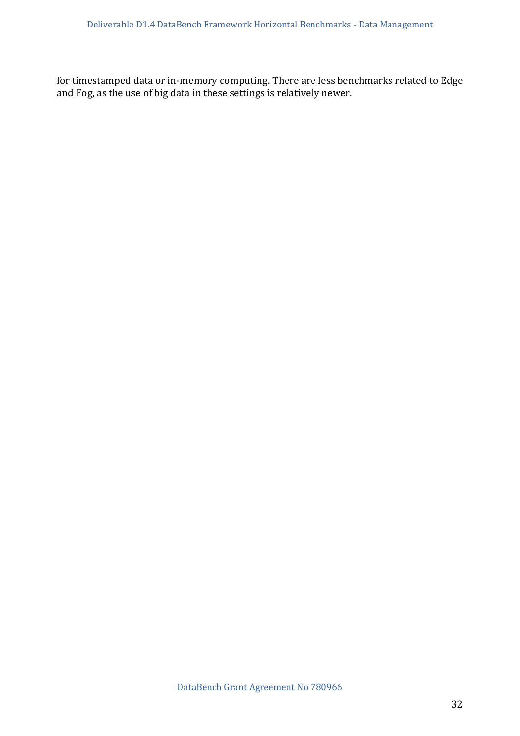for timestamped data or in-memory computing. There are less benchmarks related to Edge and Fog, as the use of big data in these settings is relatively newer.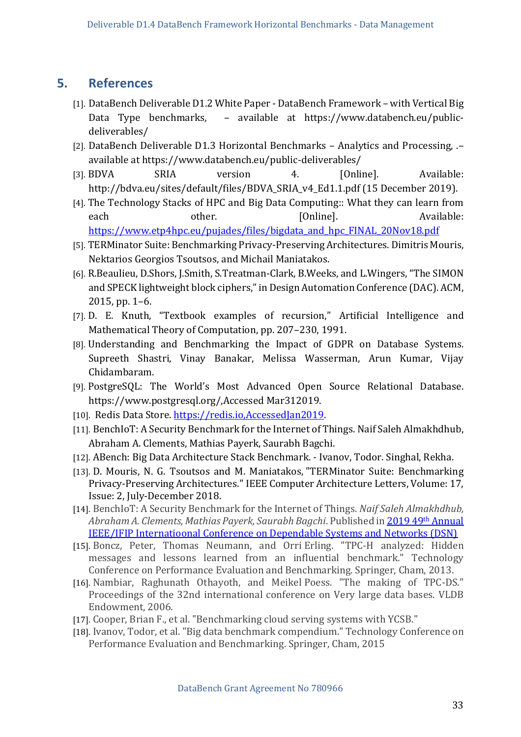## 5. References

[1]. DataBench Deliverable D1.2 White Paper - DataBench Framework – with Vertical Big Data Type benchmarks, – available at https://www.databench.eu/public-deliverables/

[2]. DataBench Deliverable D1.3 Horizontal Benchmarks – Analytics and Processing, .– available at https://www.databench.eu/public-deliverables/

[3]. BDVA SRIA version 4. [Online]. Available: http://bdva.eu/sites/default/files/BDVA_SRIA_v4_Ed1.1.pdf (15 December 2019).

[4]. The Technology Stacks of HPC and Big Data Computing:: What they can learn from each other. [Online]. Available: https://www.etp4hpc.eu/pujades/files/bigdata_and_hpc_FINAL_20Nov18.pdf

[5]. TERMinator Suite: Benchmarking Privacy-Preserving Architectures. Dimitris Mouris, Nektarios Georgios Tsoutsos, and Michail Maniatakos.

[6]. R.Beaulieu, D.Shors, J.Smith, S.Treatman-Clark, B.Weeks, and L.Wingers, "The SIMON and SPECK lightweight block ciphers," in Design Automation Conference (DAC). ACM, 2015, pp. 1–6.

[7]. D. E. Knuth, "Textbook examples of recursion," Artificial Intelligence and Mathematical Theory of Computation, pp. 207–230, 1991.

[8]. Understanding and Benchmarking the Impact of GDPR on Database Systems. Supreeth Shastri, Vinay Banakar, Melissa Wasserman, Arun Kumar, Vijay Chidambaram.

[9]. PostgreSQL: The World's Most Advanced Open Source Relational Database. https://www.postgresql.org/,Accessed Mar312019.

[10]. Redis Data Store. https://redis.io,AccessedJan2019.

[11]. BenchIoT: A Security Benchmark for the Internet of Things. Naif Saleh Almakhdhub, Abraham A. Clements, Mathias Payerk, Saurabh Bagchi.

[12]. ABench: Big Data Architecture Stack Benchmark. - Ivanov, Todor. Singhal, Rekha.

[13]. D. Mouris, N. G. Tsoutsos and M. Maniatakos, "TERMinator Suite: Benchmarking Privacy-Preserving Architectures." IEEE Computer Architecture Letters, Volume: 17, Issue: 2, July-December 2018.

[14]. BenchIoT: A Security Benchmark for the Internet of Things. *Naif Saleh Almakhdhub, Abraham A. Clements, Mathias Payerk, Saurabh Bagchi*. Published in 2019 49th Annual IEEE/IFIP Internatioonal Conference on Dependable Systems and Networks (DSN)

[15]. Boncz, Peter, Thomas Neumann, and Orri Erling. "TPC-H analyzed: Hidden messages and lessons learned from an influential benchmark." Technology Conference on Performance Evaluation and Benchmarking. Springer, Cham, 2013.

[16]. Nambiar, Raghunath Othayoth, and Meikel Poess. "The making of TPC-DS." Proceedings of the 32nd international conference on Very large data bases. VLDB Endowment, 2006.

[17]. Cooper, Brian F., et al. "Benchmarking cloud serving systems with YCSB."

[18]. Ivanov, Todor, et al. "Big data benchmark compendium." Technology Conference on Performance Evaluation and Benchmarking. Springer, Cham, 2015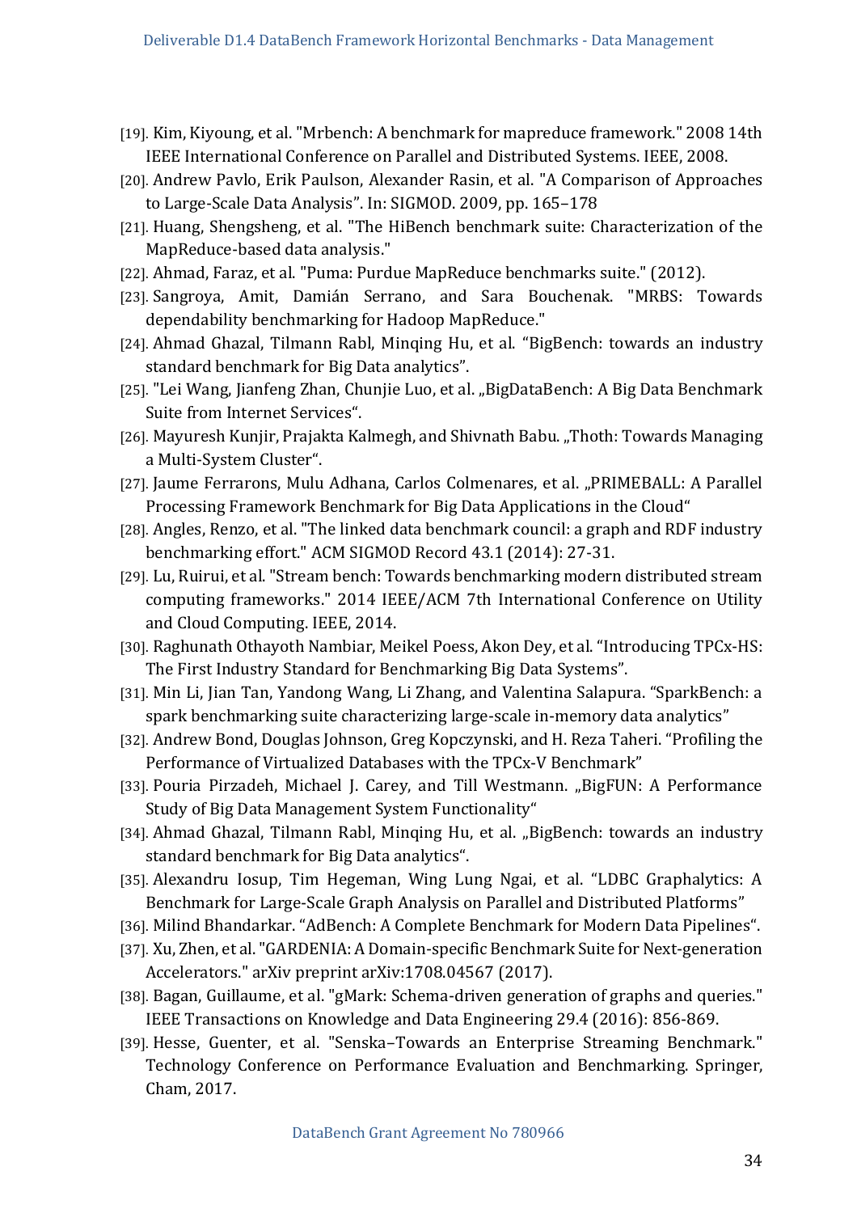[19]. Kim, Kiyoung, et al. "Mrbench: A benchmark for mapreduce framework." 2008 14th IEEE International Conference on Parallel and Distributed Systems. IEEE, 2008.

[20]. Andrew Pavlo, Erik Paulson, Alexander Rasin, et al. "A Comparison of Approaches to Large-Scale Data Analysis”. In: SIGMOD. 2009, pp. 165–178

[21]. Huang, Shengsheng, et al. "The HiBench benchmark suite: Characterization of the MapReduce-based data analysis."

[22]. Ahmad, Faraz, et al. "Puma: Purdue MapReduce benchmarks suite." (2012).

[23]. Sangroya, Amit, Damián Serrano, and Sara Bouchenak. "MRBS: Towards dependability benchmarking for Hadoop MapReduce."

[24]. Ahmad Ghazal, Tilmann Rabl, Minqing Hu, et al. “BigBench: towards an industry standard benchmark for Big Data analytics”.

[25]. "Lei Wang, Jianfeng Zhan, Chunjie Luo, et al. „BigDataBench: A Big Data Benchmark Suite from Internet Services“.

[26]. Mayuresh Kunjir, Prajakta Kalmegh, and Shivnath Babu. „Thoth: Towards Managing a Multi-System Cluster“.

[27]. Jaume Ferrarons, Mulu Adhana, Carlos Colmenares, et al. „PRIMEBALL: A Parallel Processing Framework Benchmark for Big Data Applications in the Cloud“

[28]. Angles, Renzo, et al. "The linked data benchmark council: a graph and RDF industry benchmarking effort." ACM SIGMOD Record 43.1 (2014): 27-31.

[29]. Lu, Ruirui, et al. "Stream bench: Towards benchmarking modern distributed stream computing frameworks." 2014 IEEE/ACM 7th International Conference on Utility and Cloud Computing. IEEE, 2014.

[30]. Raghunath Othayoth Nambiar, Meikel Poess, Akon Dey, et al. “Introducing TPCx-HS: The First Industry Standard for Benchmarking Big Data Systems”.

[31]. Min Li, Jian Tan, Yandong Wang, Li Zhang, and Valentina Salapura. “SparkBench: a spark benchmarking suite characterizing large-scale in-memory data analytics”

[32]. Andrew Bond, Douglas Johnson, Greg Kopczynski, and H. Reza Taheri. “Profiling the Performance of Virtualized Databases with the TPCx-V Benchmark”

[33]. Pouria Pirzadeh, Michael J. Carey, and Till Westmann. „BigFUN: A Performance Study of Big Data Management System Functionality“

[34]. Ahmad Ghazal, Tilmann Rabl, Minqing Hu, et al. „BigBench: towards an industry standard benchmark for Big Data analytics“.

[35]. Alexandru Iosup, Tim Hegeman, Wing Lung Ngai, et al. “LDBC Graphalytics: A Benchmark for Large-Scale Graph Analysis on Parallel and Distributed Platforms”

[36]. Milind Bhandarkar. “AdBench: A Complete Benchmark for Modern Data Pipelines“.

[37]. Xu, Zhen, et al. "GARDENIA: A Domain-specific Benchmark Suite for Next-generation Accelerators." arXiv preprint arXiv:1708.04567 (2017).

[38]. Bagan, Guillaume, et al. "gMark: Schema-driven generation of graphs and queries." IEEE Transactions on Knowledge and Data Engineering 29.4 (2016): 856-869.

[39]. Hesse, Guenter, et al. "Senska–Towards an Enterprise Streaming Benchmark." Technology Conference on Performance Evaluation and Benchmarking. Springer, Cham, 2017.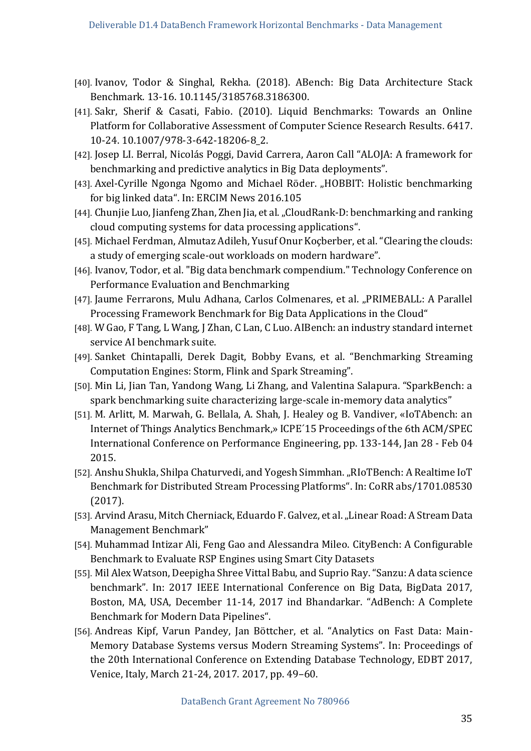[40]. Ivanov, Todor & Singhal, Rekha. (2018). ABench: Big Data Architecture Stack Benchmark. 13-16. 10.1145/3185768.3186300.

[41]. Sakr, Sherif & Casati, Fabio. (2010). Liquid Benchmarks: Towards an Online Platform for Collaborative Assessment of Computer Science Research Results. 6417. 10-24. 10.1007/978-3-642-18206-8_2.

[42]. Josep Ll. Berral, Nicolás Poggi, David Carrera, Aaron Call "ALOJA: A framework for benchmarking and predictive analytics in Big Data deployments".

[43]. Axel-Cyrille Ngonga Ngomo and Michael Röder. „HOBBIT: Holistic benchmarking for big linked data". In: ERCIM News 2016.105

[44]. Chunjie Luo, Jianfeng Zhan, Zhen Jia, et al. „CloudRank-D: benchmarking and ranking cloud computing systems for data processing applications".

[45]. Michael Ferdman, Almutaz Adileh, Yusuf Onur Koçberber, et al. "Clearing the clouds: a study of emerging scale-out workloads on modern hardware".

[46]. Ivanov, Todor, et al. "Big data benchmark compendium." Technology Conference on Performance Evaluation and Benchmarking

[47]. Jaume Ferrarons, Mulu Adhana, Carlos Colmenares, et al. „PRIMEBALL: A Parallel Processing Framework Benchmark for Big Data Applications in the Cloud"

[48]. W Gao, F Tang, L Wang, J Zhan, C Lan, C Luo. AIBench: an industry standard internet service AI benchmark suite.

[49]. Sanket Chintapalli, Derek Dagit, Bobby Evans, et al. "Benchmarking Streaming Computation Engines: Storm, Flink and Spark Streaming".

[50]. Min Li, Jian Tan, Yandong Wang, Li Zhang, and Valentina Salapura. "SparkBench: a spark benchmarking suite characterizing large-scale in-memory data analytics"

[51]. M. Arlitt, M. Marwah, G. Bellala, A. Shah, J. Healey og B. Vandiver, «IoTAbench: an Internet of Things Analytics Benchmark,» ICPE´15 Proceedings of the 6th ACM/SPEC International Conference on Performance Engineering, pp. 133-144, Jan 28 - Feb 04 2015.

[52]. Anshu Shukla, Shilpa Chaturvedi, and Yogesh Simmhan. „RIoTBench: A Realtime IoT Benchmark for Distributed Stream Processing Platforms". In: CoRR abs/1701.08530 (2017).

[53]. Arvind Arasu, Mitch Cherniack, Eduardo F. Galvez, et al. „Linear Road: A Stream Data Management Benchmark"

[54]. Muhammad Intizar Ali, Feng Gao and Alessandra Mileo. CityBench: A Configurable Benchmark to Evaluate RSP Engines using Smart City Datasets

[55]. Mil Alex Watson, Deepigha Shree Vittal Babu, and Suprio Ray. "Sanzu: A data science benchmark". In: 2017 IEEE International Conference on Big Data, BigData 2017, Boston, MA, USA, December 11-14, 2017 ind Bhandarkar. "AdBench: A Complete Benchmark for Modern Data Pipelines".

[56]. Andreas Kipf, Varun Pandey, Jan Böttcher, et al. "Analytics on Fast Data: Main-Memory Database Systems versus Modern Streaming Systems". In: Proceedings of the 20th International Conference on Extending Database Technology, EDBT 2017, Venice, Italy, March 21-24, 2017. 2017, pp. 49–60.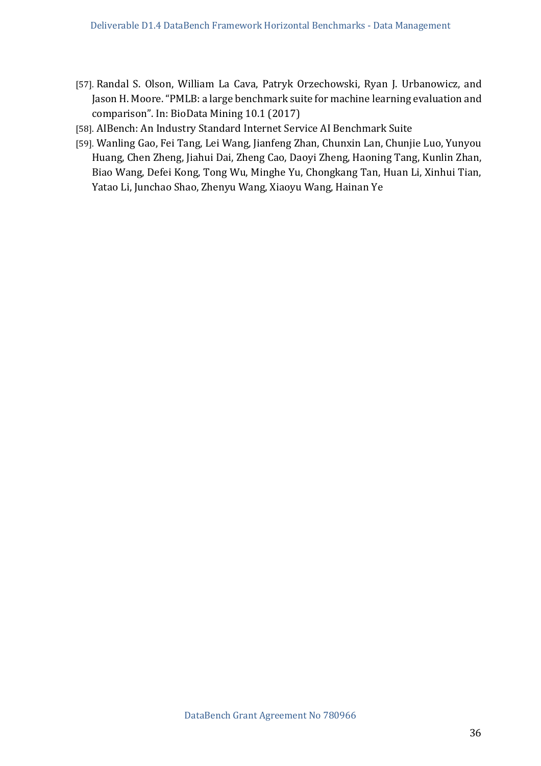[57]. Randal S. Olson, William La Cava, Patryk Orzechowski, Ryan J. Urbanowicz, and Jason H. Moore. “PMLB: a large benchmark suite for machine learning evaluation and comparison”. In: BioData Mining 10.1 (2017)

[58]. AIBench: An Industry Standard Internet Service AI Benchmark Suite

[59]. Wanling Gao, Fei Tang, Lei Wang, Jianfeng Zhan, Chunxin Lan, Chunjie Luo, Yunyou Huang, Chen Zheng, Jiahui Dai, Zheng Cao, Daoyi Zheng, Haoning Tang, Kunlin Zhan, Biao Wang, Defei Kong, Tong Wu, Minghe Yu, Chongkang Tan, Huan Li, Xinhui Tian, Yatao Li, Junchao Shao, Zhenyu Wang, Xiaoyu Wang, Hainan Ye